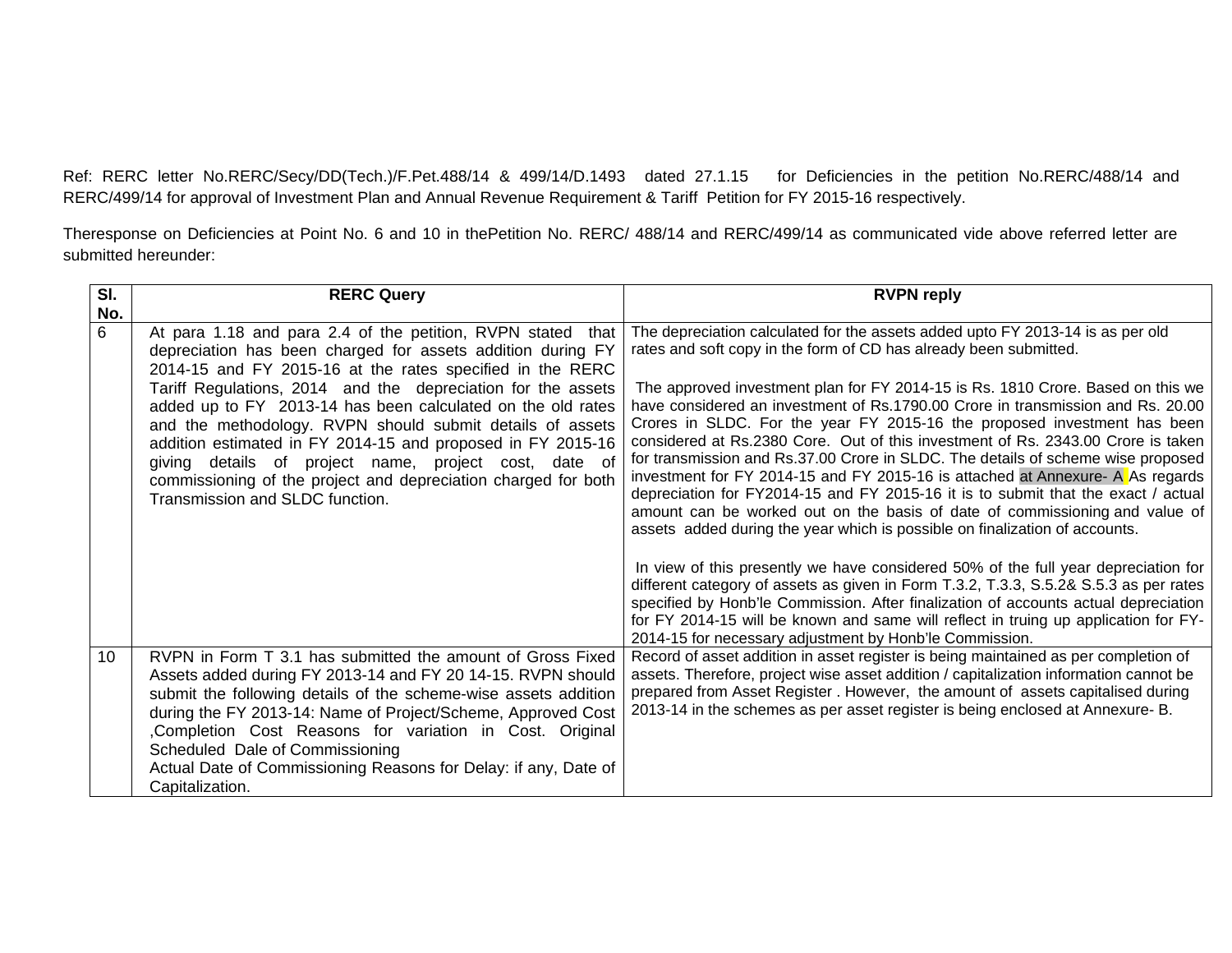Ref: RERC letter No.RERC/Secy/DD(Tech.)/F.Pet.488/14 & 499/14/D.1493 dated 27.1.15 for Deficiencies in the petition No.RERC/488/14 and RERC/499/14 for approval of Investment Plan and Annual Revenue Requirement & Tariff Petition for FY 2015-16 respectively.

Theresponse on Deficiencies at Point No. 6 and 10 in thePetition No. RERC/ 488/14 and RERC/499/14 as communicated vide above referred letter are submitted hereunder:

| Sl. No. | RERC Query | RVPN reply |
|---|---|---|
| 6 | At para 1.18 and para 2.4 of the petition, RVPN stated that depreciation has been charged for assets addition during FY 2014-15 and FY 2015-16 at the rates specified in the RERC Tariff Regulations, 2014 and the depreciation for the assets added up to FY 2013-14 has been calculated on the old rates and the methodology. RVPN should submit details of assets addition estimated in FY 2014-15 and proposed in FY 2015-16 giving details of project name, project cost, date of commissioning of the project and depreciation charged for both Transmission and SLDC function. | The depreciation calculated for the assets added upto FY 2013-14 is as per old rates and soft copy in the form of CD has already been submitted.<br><br>The approved investment plan for FY 2014-15 is Rs. 1810 Crore. Based on this we have considered an investment of Rs.1790.00 Crore in transmission and Rs. 20.00 Crores in SLDC. For the year FY 2015-16 the proposed investment has been considered at Rs.2380 Core. Out of this investment of Rs. 2343.00 Crore is taken for transmission and Rs.37.00 Crore in SLDC. The details of scheme wise proposed investment for FY 2014-15 and FY 2015-16 is attached at Annexure- A. As regards depreciation for FY2014-15 and FY 2015-16 it is to submit that the exact / actual amount can be worked out on the basis of date of commissioning and value of assets added during the year which is possible on finalization of accounts.<br><br>In view of this presently we have considered 50% of the full year depreciation for different category of assets as given in Form T.3.2, T.3.3, S.5.2& S.5.3 as per rates specified by Honb'le Commission. After finalization of accounts actual depreciation for FY 2014-15 will be known and same will reflect in truing up application for FY-2014-15 for necessary adjustment by Honb'le Commission. |
| 10 | RVPN in Form T 3.1 has submitted the amount of Gross Fixed Assets added during FY 2013-14 and FY 20 14-15. RVPN should submit the following details of the scheme-wise assets addition during the FY 2013-14: Name of Project/Scheme, Approved Cost ,Completion Cost Reasons for variation in Cost. Original Scheduled Dale of Commissioning<br>Actual Date of Commissioning Reasons for Delay: if any, Date of Capitalization. | Record of asset addition in asset register is being maintained as per completion of assets. Therefore, project wise asset addition / capitalization information cannot be prepared from Asset Register . However, the amount of assets capitalised during 2013-14 in the schemes as per asset register is being enclosed at Annexure- B. |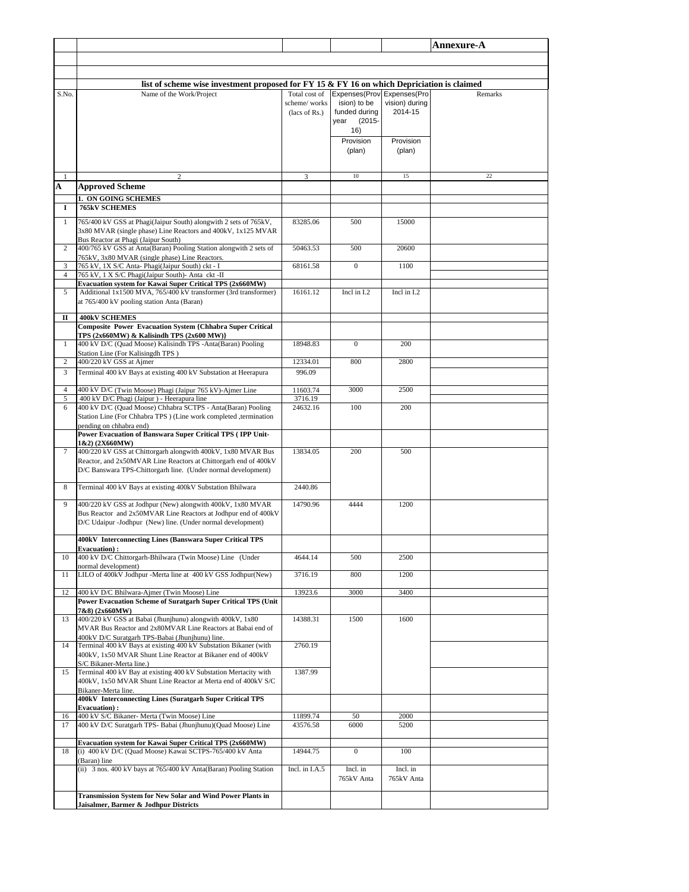**Annexure-A**

**list of scheme wise investment proposed for FY 15 & FY 16 on which Depriciation is claimed**

| S.No. | Name of the Work/Project | Total cost of scheme/ works (lacs of Rs.) | Expenses(Provision) to be funded during year (2015-16) Provision (plan) | Expenses(Provision) during 2014-15 Provision (plan) | Remarks |
|---|---|---|---|---|---|
| 1 | 2 | 3 | 10 | 15 | 22 |
| **A** | **Approved Scheme** | | | | |
| | **1. ON GOING SCHEMES** | | | | |
| **I** | **765kV SCHEMES** | | | | |
| 1 | 765/400 kV GSS at Phagi(Jaipur South) alongwith 2 sets of 765kV, 3x80 MVAR (single phase) Line Reactors and 400kV, 1x125 MVAR Bus Reactor at Phagi (Jaipur South) | 83285.06 | 500 | 15000 | |
| 2 | 400/765 kV GSS at Anta(Baran) Pooling Station alongwith 2 sets of 765kV, 3x80 MVAR (single phase) Line Reactors. | 50463.53 | 500 | 20600 | |
| 3 | 765 kV, 1X S/C Anta- Phagi(Jaipur South) ckt - I | 68161.58 | 0 | 1100 | |
| 4 | 765 kV, 1 X S/C Phagi(Jaipur South)- Anta ckt -II | | | | |
| | **Evacuation system for Kawai Super Critical TPS (2x660MW)** | | | | |
| 5 | Additional 1x1500 MVA, 765/400 kV transformer (3rd transformer) at 765/400 kV pooling station Anta (Baran) | 16161.12 | Incl in I.2 | Incl in I.2 | |
| **II** | **400kV SCHEMES** | | | | |
| | **Composite Power Evacuation System {Chhabra Super Critical TPS (2x660MW) & Kalisindh TPS (2x600 MW)}** | | | | |
| 1 | 400 kV D/C (Quad Moose) Kalisindh TPS -Anta(Baran) Pooling Station Line (For Kalisingdh TPS ) | 18948.83 | 0 | 200 | |
| 2 | 400/220 kV GSS at Ajmer | 12334.01 | 800 | 2800 | |
| 3 | Terminal 400 kV Bays at existing 400 kV Substation at Heerapura | 996.09 | | | |
| 4 | 400 kV D/C (Twin Moose) Phagi (Jaipur 765 kV)-Ajmer Line | 11603.74 | 3000 | 2500 | |
| 5 | 400 kV D/C Phagi (Jaipur ) - Heerapura line | 3716.19 | | | |
| 6 | 400 kV D/C (Quad Moose) Chhabra SCTPS - Anta(Baran) Pooling Station Line (For Chhabra TPS ) (Line work completed ,termination pending on chhabra end) | 24632.16 | 100 | 200 | |
| | **Power Evacuation of Banswara Super Critical TPS ( IPP Unit-1&2) (2X660MW)** | | | | |
| 7 | 400/220 kV GSS at Chittorgarh alongwith 400kV, 1x80 MVAR Bus Reactor, and 2x50MVAR Line Reactors at Chittorgarh end of 400kV D/C Banswara TPS-Chittorgarh line. (Under normal development) | 13834.05 | 200 | 500 | |
| 8 | Terminal 400 kV Bays at existing 400kV Substation Bhilwara | 2440.86 | | | |
| 9 | 400/220 kV GSS at Jodhpur (New) alongwith 400kV, 1x80 MVAR Bus Reactor and 2x50MVAR Line Reactors at Jodhpur end of 400kV D/C Udaipur -Jodhpur (New) line. (Under normal development) | 14790.96 | 4444 | 1200 | |
| | **400kV Interconnecting Lines (Banswara Super Critical TPS Evacuation) :** | | | | |
| 10 | 400 kV D/C Chittorgarh-Bhilwara (Twin Moose) Line (Under normal development) | 4644.14 | 500 | 2500 | |
| 11 | LILO of 400kV Jodhpur -Merta line at 400 kV GSS Jodhpur(New) | 3716.19 | 800 | 1200 | |
| 12 | 400 kV D/C Bhilwara-Ajmer (Twin Moose) Line | 13923.6 | 3000 | 3400 | |
| | **Power Evacuation Scheme of Suratgarh Super Critical TPS (Unit 7&8) (2x660MW)** | | | | |
| 13 | 400/220 kV GSS at Babai (Jhunjhunu) alongwith 400kV, 1x80 MVAR Bus Reactor and 2x80MVAR Line Reactors at Babai end of 400kV D/C Suratgarh TPS-Babai (Jhunjhunu) line. | 14388.31 | 1500 | 1600 | |
| 14 | Terminal 400 kV Bays at existing 400 kV Substation Bikaner (with 400kV, 1x50 MVAR Shunt Line Reactor at Bikaner end of 400kV S/C Bikaner-Merta line.) | 2760.19 | | | |
| 15 | Terminal 400 kV Bay at existing 400 kV Substation Mertacity with 400kV, 1x50 MVAR Shunt Line Reactor at Merta end of 400kV S/C Bikaner-Merta line. | 1387.99 | | | |
| | **400kV Interconnecting Lines (Suratgarh Super Critical TPS Evacuation) :** | | | | |
| 16 | 400 kV S/C Bikaner- Merta (Twin Moose) Line | 11899.74 | 50 | 2000 | |
| 17 | 400 kV D/C Suratgarh TPS- Babai (Jhunjhunu)(Quad Moose) Line | 43576.58 | 6000 | 5200 | |
| | **Evacuation system for Kawai Super Critical TPS (2x660MW)** | | | | |
| 18 | (i) 400 kV D/C (Quad Moose) Kawai SCTPS-765/400 kV Anta (Baran) line | 14944.75 | 0 | 100 | |
| | (ii) 3 nos. 400 kV bays at 765/400 kV Anta(Baran) Pooling Station | Incl. in I.A.5 | Incl. in 765kV Anta | Incl. in 765kV Anta | |
| | **Transmission System for New Solar and Wind Power Plants in Jaisalmer, Barmer & Jodhpur Districts** | | | | |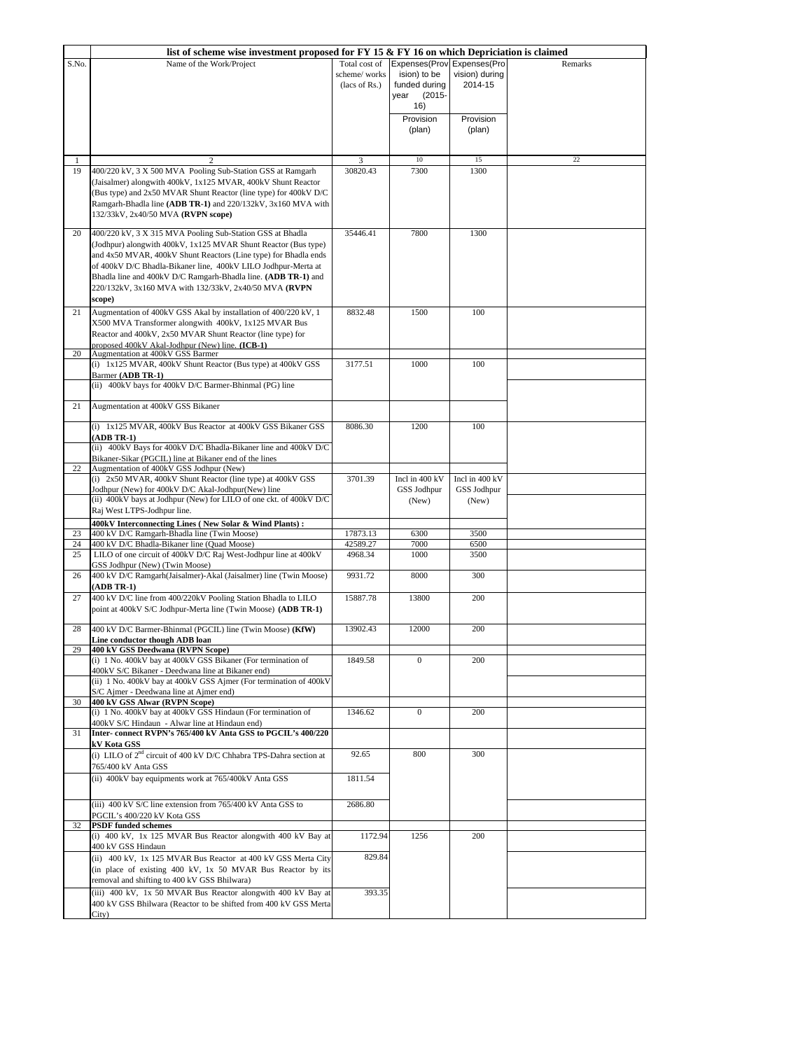| | list of scheme wise investment proposed for FY 15 & FY 16 on which Depriciation is claimed | | | | |
|---|---|---|---|---|---|
| S.No. | Name of the Work/Project | Total cost of scheme/ works (lacs of Rs.) | Expenses(Provision) to be funded during year (2015-16) | Expenses(Provision) during 2014-15 | Remarks |
| | | | Provision (plan) | Provision (plan) | |
| 1 | 2 | 3 | 10 | 15 | 22 |
| 19 | 400/220 kV, 3 X 500 MVA Pooling Sub-Station GSS at Ramgarh (Jaisalmer) alongwith 400kV, 1x125 MVAR, 400kV Shunt Reactor (Bus type) and 2x50 MVAR Shunt Reactor (line type) for 400kV D/C Ramgarh-Bhadla line **(ADB TR-1)** and 220/132kV, 3x160 MVA with 132/33kV, 2x40/50 MVA **(RVPN scope)** | 30820.43 | 7300 | 1300 | |
| 20 | 400/220 kV, 3 X 315 MVA Pooling Sub-Station GSS at Bhadla (Jodhpur) alongwith 400kV, 1x125 MVAR Shunt Reactor (Bus type) and 4x50 MVAR, 400kV Shunt Reactors (Line type) for Bhadla ends of 400kV D/C Bhadla-Bikaner line, 400kV LILO Jodhpur-Merta at Bhadla line and 400kV D/C Ramgarh-Bhadla line. **(ADB TR-1)** and 220/132kV, 3x160 MVA with 132/33kV, 2x40/50 MVA **(RVPN scope)** | 35446.41 | 7800 | 1300 | |
| 21 | Augmentation of 400kV GSS Akal by installation of 400/220 kV, 1 X500 MVA Transformer alongwith 400kV, 1x125 MVAR Bus Reactor and 400kV, 2x50 MVAR Shunt Reactor (line type) for proposed 400kV Akal-Jodhpur (New) line. **(ICB-1)** | 8832.48 | 1500 | 100 | |
| 20 | Augmentation at 400kV GSS Barmer | | | | |
| | (i) 1x125 MVAR, 400kV Shunt Reactor (Bus type) at 400kV GSS Barmer **(ADB TR-1)** | 3177.51 | 1000 | 100 | |
| | (ii) 400kV bays for 400kV D/C Barmer-Bhinmal (PG) line | | | | |
| 21 | Augmentation at 400kV GSS Bikaner | | | | |
| | (i) 1x125 MVAR, 400kV Bus Reactor at 400kV GSS Bikaner GSS **(ADB TR-1)** | 8086.30 | 1200 | 100 | |
| | (ii) 400kV Bays for 400kV D/C Bhadla-Bikaner line and 400kV D/C Bikaner-Sikar (PGCIL) line at Bikaner end of the lines | | | | |
| 22 | Augmentation of 400kV GSS Jodhpur (New) | | | | |
| | (i) 2x50 MVAR, 400kV Shunt Reactor (line type) at 400kV GSS Jodhpur (New) for 400kV D/C Akal-Jodhpur(New) line | 3701.39 | Incl in 400 kV GSS Jodhpur (New) | Incl in 400 kV GSS Jodhpur (New) | |
| | (ii) 400kV bays at Jodhpur (New) for LILO of one ckt. of 400kV D/C Raj West LTPS-Jodhpur line. | | | | |
| | **400kV Interconnecting Lines ( New Solar & Wind Plants) :** | | | | |
| 23 | 400 kV D/C Ramgarh-Bhadla line (Twin Moose) | 17873.13 | 6300 | 3500 | |
| 24 | 400 kV D/C Bhadla-Bikaner line (Quad Moose) | 42589.27 | 7000 | 6500 | |
| 25 | LILO of one circuit of 400kV D/C Raj West-Jodhpur line at 400kV GSS Jodhpur (New) (Twin Moose) | 4968.34 | 1000 | 3500 | |
| 26 | 400 kV D/C Ramgarh(Jaisalmer)-Akal (Jaisalmer) line (Twin Moose) **(ADB TR-1)** | 9931.72 | 8000 | 300 | |
| 27 | 400 kV D/C line from 400/220kV Pooling Station Bhadla to LILO point at 400kV S/C Jodhpur-Merta line (Twin Moose) **(ADB TR-1)** | 15887.78 | 13800 | 200 | |
| 28 | 400 kV D/C Barmer-Bhinmal (PGCIL) line (Twin Moose) **(KfW) Line conductor though ADB loan** | 13902.43 | 12000 | 200 | |
| 29 | **400 kV GSS Deedwana (RVPN Scope)** | | | | |
| | (i) 1 No. 400kV bay at 400kV GSS Bikaner (For termination of 400kV S/C Bikaner - Deedwana line at Bikaner end) | 1849.58 | 0 | 200 | |
| | (ii) 1 No. 400kV bay at 400kV GSS Ajmer (For termination of 400kV S/C Ajmer - Deedwana line at Ajmer end) | | | | |
| 30 | **400 kV GSS Alwar (RVPN Scope)** | | | | |
| | (i) 1 No. 400kV bay at 400kV GSS Hindaun (For termination of 400kV S/C Hindaun - Alwar line at Hindaun end) | 1346.62 | 0 | 200 | |
| 31 | **Inter- connect RVPN's 765/400 kV Anta GSS to PGCIL's 400/220 kV Kota GSS** | | | | |
| | (i) LILO of 2nd circuit of 400 kV D/C Chhabra TPS-Dahra section at 765/400 kV Anta GSS | 92.65 | 800 | 300 | |
| | (ii) 400kV bay equipments work at 765/400kV Anta GSS | 1811.54 | | | |
| | (iii) 400 kV S/C line extension from 765/400 kV Anta GSS to PGCIL's 400/220 kV Kota GSS | 2686.80 | | | |
| 32 | **PSDF funded schemes** | | | | |
| | (i) 400 kV, 1x 125 MVAR Bus Reactor alongwith 400 kV Bay at 400 kV GSS Hindaun | 1172.94 | 1256 | 200 | |
| | (ii) 400 kV, 1x 125 MVAR Bus Reactor at 400 kV GSS Merta City (in place of existing 400 kV, 1x 50 MVAR Bus Reactor by its removal and shifting to 400 kV GSS Bhilwara) | 829.84 | | | |
| | (iii) 400 kV, 1x 50 MVAR Bus Reactor alongwith 400 kV Bay at 400 kV GSS Bhilwara (Reactor to be shifted from 400 kV GSS Merta City) | 393.35 | | | |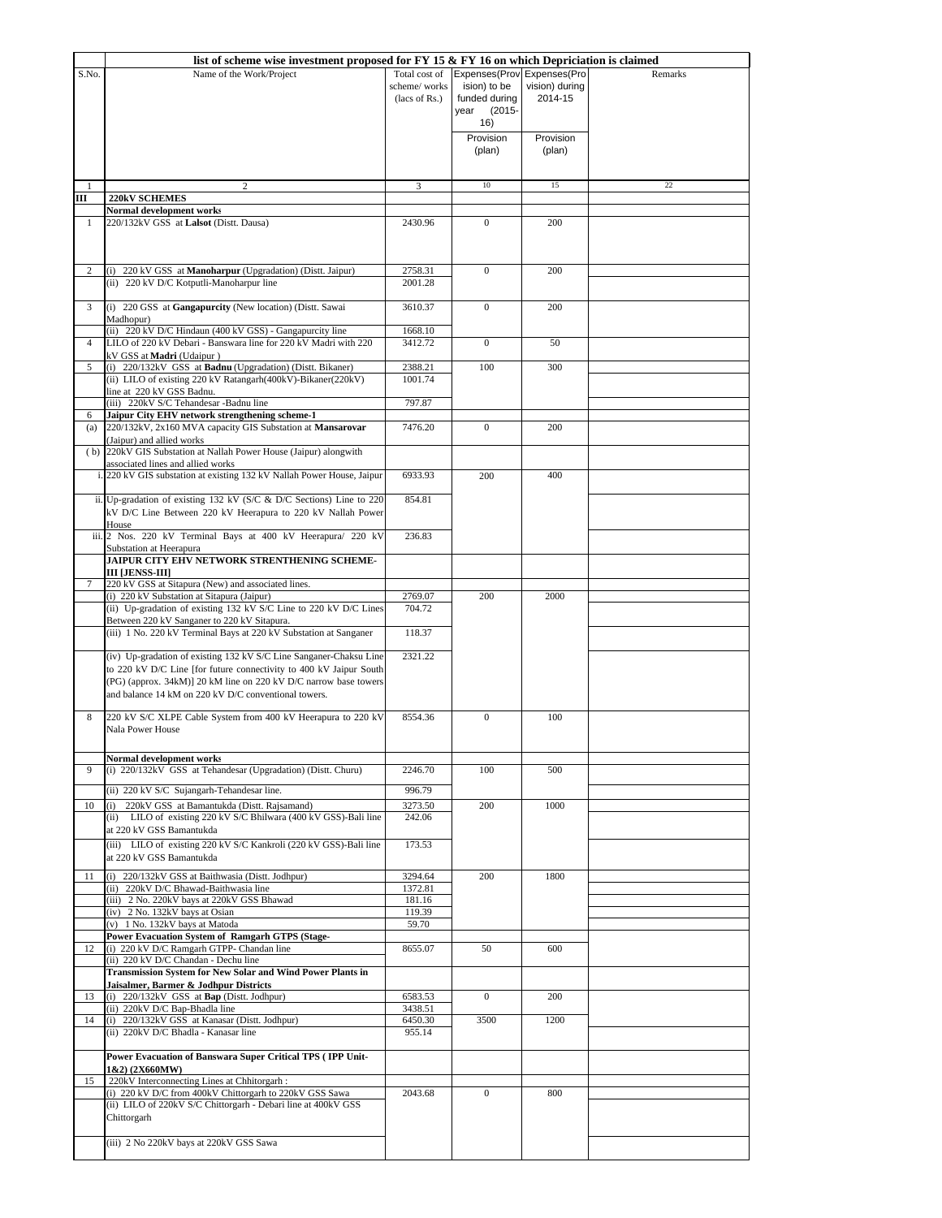| list of scheme wise investment proposed for FY 15 & FY 16 on which Depriciation is claimed | | | | | |
|---|---|---|---|---|---|
| S.No. | Name of the Work/Project | Total cost of scheme/ works (lacs of Rs.) | Expenses(Provision) to be funded during year (2015-16)<br>Provision (plan) | Expenses(Provision) during 2014-15<br>Provision (plan) | Remarks |
| 1 | 2 | 3 | 10 | 15 | 22 |
| **III** | **220kV SCHEMES** | | | | |
| | **Normal development works** | | | | |
| 1 | 220/132kV GSS at **Lalsot** (Distt. Dausa) | 2430.96 | 0 | 200 | |
| 2 | (i) 220 kV GSS at **Manoharpur** (Upgradation) (Distt. Jaipur) | 2758.31 | 0 | 200 | |
| | (ii) 220 kV D/C Kotputli-Manoharpur line | 2001.28 | | | |
| 3 | (i) 220 GSS at **Gangapurcity** (New location) (Distt. Sawai Madhopur) | 3610.37 | 0 | 200 | |
| | (ii) 220 kV D/C Hindaun (400 kV GSS) - Gangapurcity line | 1668.10 | | | |
| 4 | LILO of 220 kV Debari - Banswara line for 220 kV Madri with 220 kV GSS at **Madri** (Udaipur ) | 3412.72 | 0 | 50 | |
| 5 | (i) 220/132kV GSS at **Badnu** (Upgradation) (Distt. Bikaner) | 2388.21 | 100 | 300 | |
| | (ii) LILO of existing 220 kV Ratangarh(400kV)-Bikaner(220kV) line at 220 kV GSS Badnu. | 1001.74 | | | |
| | (iii) 220kV S/C Tehandesar -Badnu line | 797.87 | | | |
| 6 | **Jaipur City EHV network strengthening scheme-1** | | | | |
| (a) | 220/132kV, 2x160 MVA capacity GIS Substation at **Mansarovar** (Jaipur) and allied works | 7476.20 | 0 | 200 | |
| ( b) | 220kV GIS Substation at Nallah Power House (Jaipur) alongwith associated lines and allied works | | | | |
| i. | 220 kV GIS substation at existing 132 kV Nallah Power House, Jaipur | 6933.93 | 200 | 400 | |
| ii. | Up-gradation of existing 132 kV (S/C & D/C Sections) Line to 220 kV D/C Line Between 220 kV Heerapura to 220 kV Nallah Power House | 854.81 | | | |
| iii. | 2 Nos. 220 kV Terminal Bays at 400 kV Heerapura/ 220 kV Substation at Heerapura | 236.83 | | | |
| | **JAIPUR CITY EHV NETWORK STRENTHENING SCHEME-III [JENSS-III]** | | | | |
| 7 | 220 kV GSS at Sitapura (New) and associated lines. | | | | |
| | (i) 220 kV Substation at Sitapura (Jaipur) | 2769.07 | 200 | 2000 | |
| | (ii) Up-gradation of existing 132 kV S/C Line to 220 kV D/C Lines Between 220 kV Sanganer to 220 kV Sitapura. | 704.72 | | | |
| | (iii) 1 No. 220 kV Terminal Bays at 220 kV Substation at Sanganer | 118.37 | | | |
| | (iv) Up-gradation of existing 132 kV S/C Line Sanganer-Chaksu Line to 220 kV D/C Line [for future connectivity to 400 kV Jaipur South (PG) (approx. 34kM)] 20 kM line on 220 kV D/C narrow base towers and balance 14 kM on 220 kV D/C conventional towers. | 2321.22 | | | |
| 8 | 220 kV S/C XLPE Cable System from 400 kV Heerapura to 220 kV Nala Power House | 8554.36 | 0 | 100 | |
| | **Normal development works** | | | | |
| 9 | (i) 220/132kV GSS at Tehandesar (Upgradation) (Distt. Churu) | 2246.70 | 100 | 500 | |
| | (ii) 220 kV S/C Sujangarh-Tehandesar line. | 996.79 | | | |
| 10 | (i) 220kV GSS at Bamantukda (Distt. Rajsamand) | 3273.50 | 200 | 1000 | |
| | (ii) LILO of existing 220 kV S/C Bhilwara (400 kV GSS)-Bali line at 220 kV GSS Bamantukda | 242.06 | | | |
| | (iii) LILO of existing 220 kV S/C Kankroli (220 kV GSS)-Bali line at 220 kV GSS Bamantukda | 173.53 | | | |
| 11 | (i) 220/132kV GSS at Baithwasia (Distt. Jodhpur) | 3294.64 | 200 | 1800 | |
| | (ii) 220kV D/C Bhawad-Baithwasia line | 1372.81 | | | |
| | (iii) 2 No. 220kV bays at 220kV GSS Bhawad | 181.16 | | | |
| | (iv) 2 No. 132kV bays at Osian | 119.39 | | | |
| | (v) 1 No. 132kV bays at Matoda | 59.70 | | | |
| | **Power Evacuation System of Ramgarh GTPS (Stage-** | | | | |
| 12 | (i) 220 kV D/C Ramgarh GTPP- Chandan line | 8655.07 | 50 | 600 | |
| | (ii) 220 kV D/C Chandan - Dechu line | | | | |
| | **Transmission System for New Solar and Wind Power Plants in Jaisalmer, Barmer & Jodhpur Districts** | | | | |
| 13 | (i) 220/132kV GSS at **Bap** (Distt. Jodhpur) | 6583.53 | 0 | 200 | |
| | (ii) 220kV D/C Bap-Bhadla line | 3438.51 | | | |
| 14 | (i) 220/132kV GSS at Kanasar (Distt. Jodhpur) | 6450.30 | 3500 | 1200 | |
| | (ii) 220kV D/C Bhadla - Kanasar line | 955.14 | | | |
| | **Power Evacuation of Banswara Super Critical TPS ( IPP Unit-1&2) (2X660MW)** | | | | |
| 15 | 220kV Interconnecting Lines at Chhitorgarh : | | | | |
| | (i) 220 kV D/C from 400kV Chittorgarh to 220kV GSS Sawa | 2043.68 | 0 | 800 | |
| | (ii) LILO of 220kV S/C Chittorgarh - Debari line at 400kV GSS Chittorgarh | | | | |
| | (iii) 2 No 220kV bays at 220kV GSS Sawa | | | | |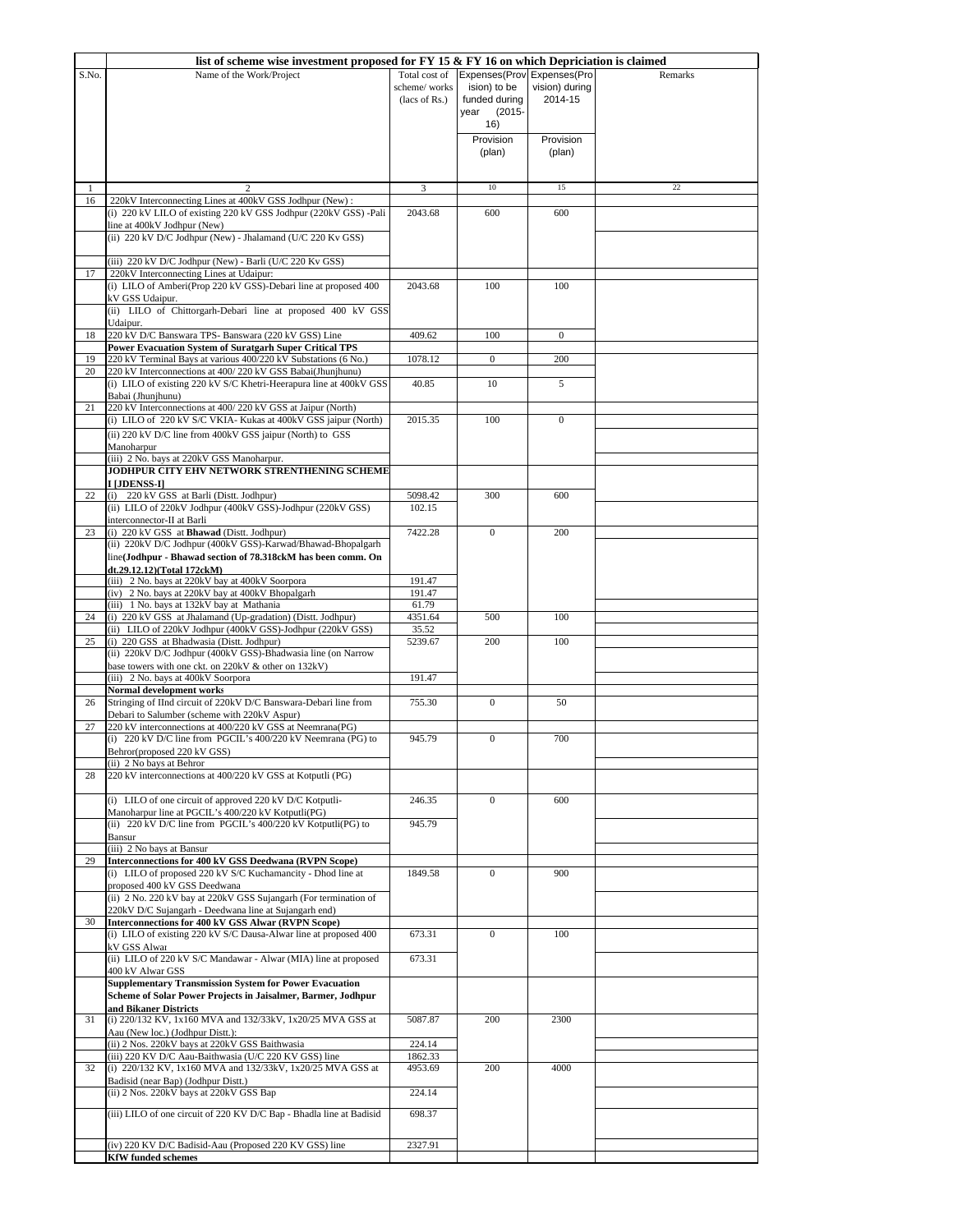| list of scheme wise investment proposed for FY 15 & FY 16 on which Depriciation is claimed | | | | | |
|---|---|---|---|---|---|
| S.No. | Name of the Work/Project | Total cost of scheme/ works (lacs of Rs.) | Expenses(Provision) to be funded during year (2015-16) | Expenses(Provision) during 2014-15 | Remarks |
| | | | Provision (plan) | Provision (plan) | |
| 1 | 2 | 3 | 10 | 15 | 22 |
| 16 | 220kV Interconnecting Lines at 400kV GSS Jodhpur (New) : | | | | |
| | (i) 220 kV LILO of existing 220 kV GSS Jodhpur (220kV GSS) -Pali line at 400kV Jodhpur (New) | 2043.68 | 600 | 600 | |
| | (ii) 220 kV D/C Jodhpur (New) - Jhalamand (U/C 220 Kv GSS) | | | | |
| | (iii) 220 kV D/C Jodhpur (New) - Barli (U/C 220 Kv GSS) | | | | |
| 17 | 220kV Interconnecting Lines at Udaipur: | | | | |
| | (i) LILO of Amberi(Prop 220 kV GSS)-Debari line at proposed 400 kV GSS Udaipur. | 2043.68 | 100 | 100 | |
| | (ii) LILO of Chittorgarh-Debari line at proposed 400 kV GSS Udaipur. | | | | |
| 18 | 220 kV D/C Banswara TPS- Banswara (220 kV GSS) Line | 409.62 | 100 | 0 | |
| | **Power Evacuation System of Suratgarh Super Critical TPS** | | | | |
| 19 | 220 kV Terminal Bays at various 400/220 kV Substations (6 No.) | 1078.12 | 0 | 200 | |
| 20 | 220 kV Interconnections at 400/ 220 kV GSS Babai(Jhunjhunu) | | | | |
| | (i) LILO of existing 220 kV S/C Khetri-Heerapura line at 400kV GSS Babai (Jhunjhunu) | 40.85 | 10 | 5 | |
| 21 | 220 kV Interconnections at 400/ 220 kV GSS at Jaipur (North) | | | | |
| | (i) LILO of 220 kV S/C VKIA- Kukas at 400kV GSS jaipur (North) | 2015.35 | 100 | 0 | |
| | (ii) 220 kV D/C line from 400kV GSS jaipur (North) to GSS Manoharpur | | | | |
| | (iii) 2 No. bays at 220kV GSS Manoharpur. | | | | |
| | **JODHPUR CITY EHV NETWORK STRENTHENING SCHEME I [JDENSS-I]** | | | | |
| 22 | (i) 220 kV GSS at Barli (Distt. Jodhpur) | 5098.42 | 300 | 600 | |
| | (ii) LILO of 220kV Jodhpur (400kV GSS)-Jodhpur (220kV GSS) interconnector-II at Barli | 102.15 | | | |
| 23 | (i) 220 kV GSS at **Bhawad** (Distt. Jodhpur) | 7422.28 | 0 | 200 | |
| | (ii) 220kV D/C Jodhpur (400kV GSS)-Karwad/Bhawad-Bhopalgarh line**(Jodhpur - Bhawad section of 78.318ckM has been comm. On dt.29.12.12)(Total 172ckM)** | | | | |
| | (iii) 2 No. bays at 220kV bay at 400kV Soorpora | 191.47 | | | |
| | (iv) 2 No. bays at 220kV bay at 400kV Bhopalgarh | 191.47 | | | |
| | (iii) 1 No. bays at 132kV bay at Mathania | 61.79 | | | |
| 24 | (i) 220 kV GSS at Jhalamand (Up-gradation) (Distt. Jodhpur) | 4351.64 | 500 | 100 | |
| | (ii) LILO of 220kV Jodhpur (400kV GSS)-Jodhpur (220kV GSS) | 35.52 | | | |
| 25 | (i) 220 GSS at Bhadwasia (Distt. Jodhpur) | 5239.67 | 200 | 100 | |
| | (ii) 220kV D/C Jodhpur (400kV GSS)-Bhadwasia line (on Narrow base towers with one ckt. on 220kV & other on 132kV) | | | | |
| | (iii) 2 No. bays at 400kV Soorpora | 191.47 | | | |
| | **Normal development works** | | | | |
| 26 | Stringing of IInd circuit of 220kV D/C Banswara-Debari line from Debari to Salumber (scheme with 220kV Aspur) | 755.30 | 0 | 50 | |
| 27 | 220 kV interconnections at 400/220 kV GSS at Neemrana(PG) | | | | |
| | (i) 220 kV D/C line from PGCIL's 400/220 kV Neemrana (PG) to Behror(proposed 220 kV GSS) | 945.79 | 0 | 700 | |
| | (ii) 2 No bays at Behror | | | | |
| 28 | 220 kV interconnections at 400/220 kV GSS at Kotputli (PG) | | | | |
| | (i) LILO of one circuit of approved 220 kV D/C Kotputli-Manoharpur line at PGCIL's 400/220 kV Kotputli(PG) | 246.35 | 0 | 600 | |
| | (ii) 220 kV D/C line from PGCIL's 400/220 kV Kotputli(PG) to Bansur | 945.79 | | | |
| | (iii) 2 No bays at Bansur | | | | |
| 29 | **Interconnections for 400 kV GSS Deedwana (RVPN Scope)** | | | | |
| | (i) LILO of proposed 220 kV S/C Kuchamancity - Dhod line at proposed 400 kV GSS Deedwana | 1849.58 | 0 | 900 | |
| | (ii) 2 No. 220 kV bay at 220kV GSS Sujangarh (For termination of 220kV D/C Sujangarh - Deedwana line at Sujangarh end) | | | | |
| 30 | **Interconnections for 400 kV GSS Alwar (RVPN Scope)** | | | | |
| | (i) LILO of existing 220 kV S/C Dausa-Alwar line at proposed 400 kV GSS Alwar | 673.31 | 0 | 100 | |
| | (ii) LILO of 220 kV S/C Mandawar - Alwar (MIA) line at proposed 400 kV Alwar GSS | 673.31 | | | |
| | **Supplementary Transmission System for Power Evacuation Scheme of Solar Power Projects in Jaisalmer, Barmer, Jodhpur and Bikaner Districts** | | | | |
| 31 | (i) 220/132 KV, 1x160 MVA and 132/33kV, 1x20/25 MVA GSS at Aau (New loc.) (Jodhpur Distt.): | 5087.87 | 200 | 2300 | |
| | (ii) 2 Nos. 220kV bays at 220kV GSS Baithwasia | 224.14 | | | |
| | (iii) 220 KV D/C Aau-Baithwasia (U/C 220 KV GSS) line | 1862.33 | | | |
| 32 | (i) 220/132 KV, 1x160 MVA and 132/33kV, 1x20/25 MVA GSS at Badisid (near Bap) (Jodhpur Distt.) | 4953.69 | 200 | 4000 | |
| | (ii) 2 Nos. 220kV bays at 220kV GSS Bap | 224.14 | | | |
| | (iii) LILO of one circuit of 220 KV D/C Bap - Bhadla line at Badisid | 698.37 | | | |
| | (iv) 220 KV D/C Badisid-Aau (Proposed 220 KV GSS) line | 2327.91 | | | |
| | **KfW funded schemes** | | | | |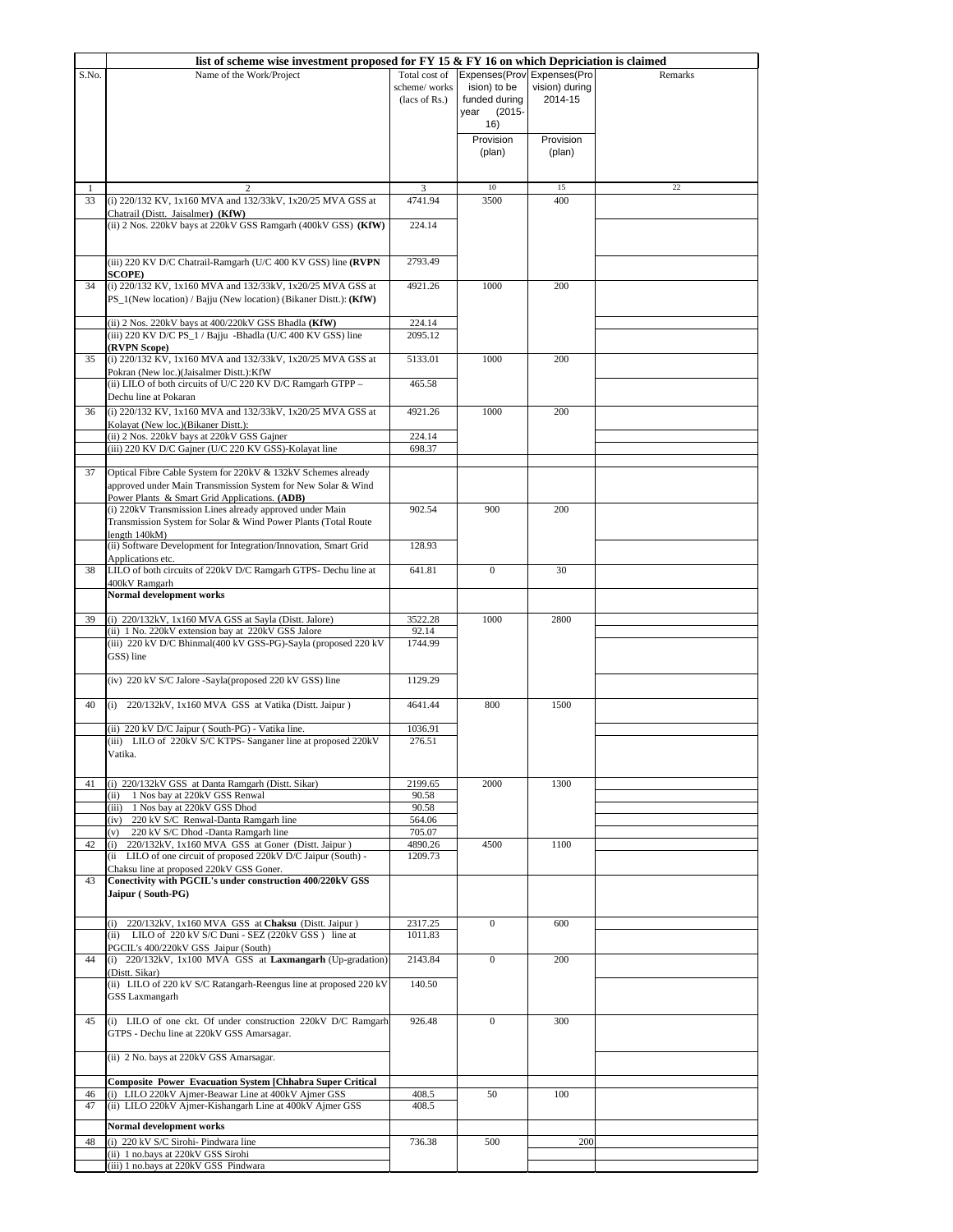| S.No. | list of scheme wise investment proposed for FY 15 & FY 16 on which Depriciation is claimed | | | | |
|---|---|---|---|---|---|
| | Name of the Work/Project | Total cost of scheme/ works (lacs of Rs.) | Expenses(Provision) to be funded during year (2015-16) Provision (plan) | Expenses(Provision) during 2014-15 Provision (plan) | Remarks |
| 1 | 2 | 3 | 10 | 15 | 22 |
| 33 | (i) 220/132 KV, 1x160 MVA and 132/33kV, 1x20/25 MVA GSS at Chatrail (Distt. Jaisalmer) **(KfW)** | 4741.94 | 3500 | 400 | |
| | (ii) 2 Nos. 220kV bays at 220kV GSS Ramgarh (400kV GSS) **(KfW)** | 224.14 | | | |
| | (iii) 220 KV D/C Chatrail-Ramgarh (U/C 400 KV GSS) line **(RVPN SCOPE)** | 2793.49 | | | |
| 34 | (i) 220/132 KV, 1x160 MVA and 132/33kV, 1x20/25 MVA GSS at PS_1(New location) / Bajju (New location) (Bikaner Distt.): **(KfW)** | 4921.26 | 1000 | 200 | |
| | (ii) 2 Nos. 220kV bays at 400/220kV GSS Bhadla **(KfW)** | 224.14 | | | |
| | (iii) 220 KV D/C PS_1 / Bajju -Bhadla (U/C 400 KV GSS) line **(RVPN Scope)** | 2095.12 | | | |
| 35 | (i) 220/132 KV, 1x160 MVA and 132/33kV, 1x20/25 MVA GSS at Pokran (New loc.)(Jaisalmer Distt.):KfW | 5133.01 | 1000 | 200 | |
| | (ii) LILO of both circuits of U/C 220 KV D/C Ramgarh GTPP – Dechu line at Pokaran | 465.58 | | | |
| 36 | (i) 220/132 KV, 1x160 MVA and 132/33kV, 1x20/25 MVA GSS at Kolayat (New loc.)(Bikaner Distt.): | 4921.26 | 1000 | 200 | |
| | (ii) 2 Nos. 220kV bays at 220kV GSS Gajner | 224.14 | | | |
| | (iii) 220 KV D/C Gajner (U/C 220 KV GSS)-Kolayat line | 698.37 | | | |
| 37 | Optical Fibre Cable System for 220kV & 132kV Schemes already approved under Main Transmission System for New Solar & Wind Power Plants & Smart Grid Applications. **(ADB)** | | | | |
| | (i) 220kV Transmission Lines already approved under Main Transmission System for Solar & Wind Power Plants (Total Route length 140kM) | 902.54 | 900 | 200 | |
| | (ii) Software Development for Integration/Innovation, Smart Grid Applications etc. | 128.93 | | | |
| 38 | LILO of both circuits of 220kV D/C Ramgarh GTPS- Dechu line at 400kV Ramgarh | 641.81 | 0 | 30 | |
| | **Normal development works** | | | | |
| 39 | (i) 220/132kV, 1x160 MVA GSS at Sayla (Distt. Jalore) | 3522.28 | 1000 | 2800 | |
| | (ii) 1 No. 220kV extension bay at 220kV GSS Jalore | 92.14 | | | |
| | (iii) 220 kV D/C Bhinmal(400 kV GSS-PG)-Sayla (proposed 220 kV GSS) line | 1744.99 | | | |
| | (iv) 220 kV S/C Jalore -Sayla(proposed 220 kV GSS) line | 1129.29 | | | |
| 40 | (i) 220/132kV, 1x160 MVA GSS at Vatika (Distt. Jaipur ) | 4641.44 | 800 | 1500 | |
| | (ii) 220 kV D/C Jaipur ( South-PG) - Vatika line. | 1036.91 | | | |
| | (iii) LILO of 220kV S/C KTPS- Sanganer line at proposed 220kV Vatika. | 276.51 | | | |
| 41 | (i) 220/132kV GSS at Danta Ramgarh (Distt. Sikar) | 2199.65 | 2000 | 1300 | |
| | (ii) 1 Nos bay at 220kV GSS Renwal | 90.58 | | | |
| | (iii) 1 Nos bay at 220kV GSS Dhod | 90.58 | | | |
| | (iv) 220 kV S/C Renwal-Danta Ramgarh line | 564.06 | | | |
| | (v) 220 kV S/C Dhod -Danta Ramgarh line | 705.07 | | | |
| 42 | (i) 220/132kV, 1x160 MVA GSS at Goner (Distt. Jaipur ) | 4890.26 | 4500 | 1100 | |
| | (ii LILO of one circuit of proposed 220kV D/C Jaipur (South) - Chaksu line at proposed 220kV GSS Goner. | 1209.73 | | | |
| 43 | **Conectivity with PGCIL's under construction 400/220kV GSS Jaipur ( South-PG)** | | | | |
| | (i) 220/132kV, 1x160 MVA GSS at **Chaksu** (Distt. Jaipur ) | 2317.25 | 0 | 600 | |
| | (ii) LILO of 220 kV S/C Duni - SEZ (220kV GSS ) line at PGCIL's 400/220kV GSS Jaipur (South) | 1011.83 | | | |
| 44 | (i) 220/132kV, 1x100 MVA GSS at **Laxmangarh** (Up-gradation) (Distt. Sikar) | 2143.84 | 0 | 200 | |
| | (ii) LILO of 220 kV S/C Ratangarh-Reengus line at proposed 220 kV GSS Laxmangarh | 140.50 | | | |
| 45 | (i) LILO of one ckt. Of under construction 220kV D/C Ramgarh GTPS - Dechu line at 220kV GSS Amarsagar. | 926.48 | 0 | 300 | |
| | (ii) 2 No. bays at 220kV GSS Amarsagar. | | | | |
| | **Composite Power Evacuation System [Chhabra Super Critical** | | | | |
| 46 | (i) LILO 220kV Ajmer-Beawar Line at 400kV Ajmer GSS | 408.5 | 50 | 100 | |
| 47 | (ii) LILO 220kV Ajmer-Kishangarh Line at 400kV Ajmer GSS | 408.5 | | | |
| | **Normal development works** | | | | |
| 48 | (i) 220 kV S/C Sirohi- Pindwara line | 736.38 | 500 | 200 | |
| | (ii) 1 no.bays at 220kV GSS Sirohi | | | | |
| | (iii) 1 no.bays at 220kV GSS Pindwara | | | | |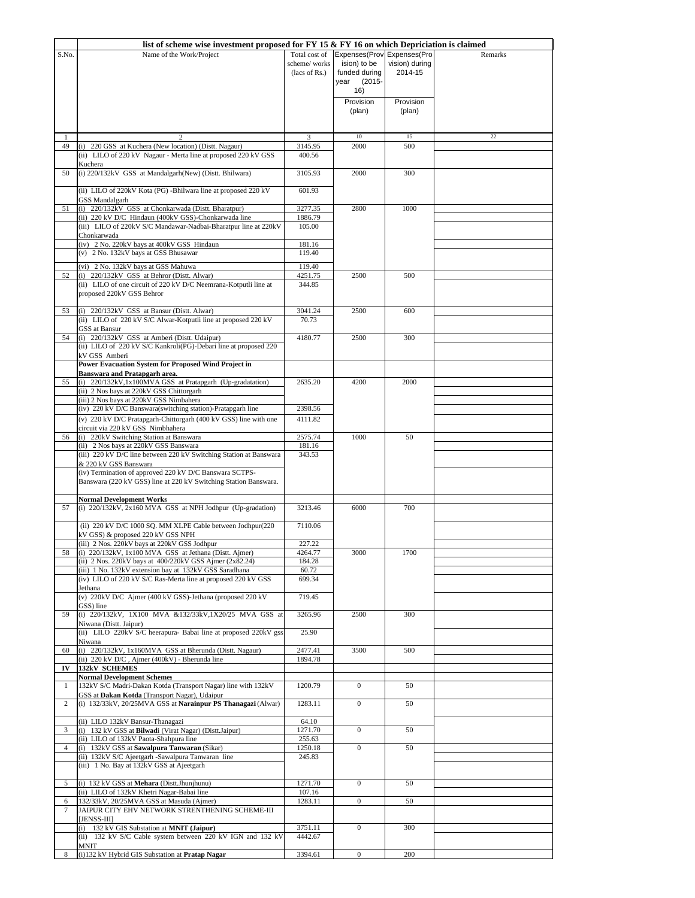| S.No. | list of scheme wise investment proposed for FY 15 & FY 16 on which Depriciation is claimed | | | | |
|---|---|---|---|---|---|
| | Name of the Work/Project | Total cost of scheme/ works (lacs of Rs.) | Expenses(Provision) to be funded during year (2015-16) Provision (plan) | Expenses(Provision) during 2014-15 Provision (plan) | Remarks |
| 1 | 2 | 3 | 10 | 15 | 22 |
| 49 | (i) 220 GSS at Kuchera (New location) (Distt. Nagaur) | 3145.95 | 2000 | 500 | |
| | (ii) LILO of 220 kV Nagaur - Merta line at proposed 220 kV GSS Kuchera | 400.56 | | | |
| 50 | (i) 220/132kV GSS at Mandalgarh(New) (Distt. Bhilwara) | 3105.93 | 2000 | 300 | |
| | (ii) LILO of 220kV Kota (PG) -Bhilwara line at proposed 220 kV GSS Mandalgarh | 601.93 | | | |
| 51 | (i) 220/132kV GSS at Chonkarwada (Distt. Bharatpur) | 3277.35 | 2800 | 1000 | |
| | (ii) 220 kV D/C Hindaun (400kV GSS)-Chonkarwada line | 1886.79 | | | |
| | (iii) LILO of 220kV S/C Mandawar-Nadbai-Bharatpur line at 220kV Chonkarwada | 105.00 | | | |
| | (iv) 2 No. 220kV bays at 400kV GSS Hindaun | 181.16 | | | |
| | (v) 2 No. 132kV bays at GSS Bhusawar | 119.40 | | | |
| | (vi) 2 No. 132kV bays at GSS Mahuwa | 119.40 | | | |
| 52 | (i) 220/132kV GSS at Behror (Distt. Alwar) | 4251.75 | 2500 | 500 | |
| | (ii) LILO of one circuit of 220 kV D/C Neemrana-Kotputli line at proposed 220kV GSS Behror | 344.85 | | | |
| 53 | (i) 220/132kV GSS at Bansur (Distt. Alwar) | 3041.24 | 2500 | 600 | |
| | (ii) LILO of 220 kV S/C Alwar-Kotputli line at proposed 220 kV GSS at Bansur | 70.73 | | | |
| 54 | (i) 220/132kV GSS at Amberi (Distt. Udaipur) | 4180.77 | 2500 | 300 | |
| | (ii) LILO of 220 kV S/C Kankroli(PG)-Debari line at proposed 220 kV GSS Amberi | | | | |
| | **Power Evacuation System for Proposed Wind Project in Banswara and Pratapgarh area.** | | | | |
| 55 | (i) 220/132kV,1x100MVA GSS at Pratapgarh (Up-gradatation) | 2635.20 | 4200 | 2000 | |
| | (ii) 2 Nos bays at 220kV GSS Chittorgarh | | | | |
| | (iii) 2 Nos bays at 220kV GSS Nimbahera | | | | |
| | (iv) 220 kV D/C Banswara(switching station)-Pratapgarh line | 2398.56 | | | |
| | (v) 220 kV D/C Pratapgarh-Chittorgarh (400 kV GSS) line with one circuit via 220 kV GSS Nimbhahera | 4111.82 | | | |
| 56 | (i) 220kV Switching Station at Banswara | 2575.74 | 1000 | 50 | |
| | (ii) 2 Nos bays at 220kV GSS Banswara | 181.16 | | | |
| | (iii) 220 kV D/C line between 220 kV Switching Station at Banswara & 220 kV GSS Banswara | 343.53 | | | |
| | (iv) Termination of approved 220 kV D/C Banswara SCTPS-Banswara (220 kV GSS) line at 220 kV Switching Station Banswara. | | | | |
| | **Normal Development Works** | | | | |
| 57 | (i) 220/132kV, 2x160 MVA GSS at NPH Jodhpur (Up-gradation) | 3213.46 | 6000 | 700 | |
| | (ii) 220 kV D/C 1000 SQ. MM XLPE Cable between Jodhpur(220 kV GSS) & proposed 220 kV GSS NPH | 7110.06 | | | |
| | (iii) 2 Nos. 220kV bays at 220kV GSS Jodhpur | 227.22 | | | |
| 58 | (i) 220/132kV, 1x100 MVA GSS at Jethana (Distt. Ajmer) | 4264.77 | 3000 | 1700 | |
| | (ii) 2 Nos. 220kV bays at 400/220kV GSS Ajmer (2x82.24) | 184.28 | | | |
| | (iii) 1 No. 132kV extension bay at 132kV GSS Saradhana | 60.72 | | | |
| | (iv) LILO of 220 kV S/C Ras-Merta line at proposed 220 kV GSS Jethana | 699.34 | | | |
| | (v) 220kV D/C Ajmer (400 kV GSS)-Jethana (proposed 220 kV GSS) line | 719.45 | | | |
| 59 | (i) 220/132kV, 1X100 MVA &132/33kV,1X20/25 MVA GSS at Niwana (Distt. Jaipur) | 3265.96 | 2500 | 300 | |
| | (ii) LILO 220kV S/C heerapura- Babai line at proposed 220kV gss Niwana | 25.90 | | | |
| 60 | (i) 220/132kV, 1x160MVA GSS at Bherunda (Distt. Nagaur) | 2477.41 | 3500 | 500 | |
| | (ii) 220 kV D/C , Ajmer (400kV) - Bherunda line | 1894.78 | | | |
| **IV** | **132kV SCHEMES** | | | | |
| | **Normal Development Schemes** | | | | |
| 1 | 132kV S/C Madri-Dakan Kotda (Transport Nagar) line with 132kV GSS at **Dakan Kotda** (Transport Nagar), Udaipur | 1200.79 | 0 | 50 | |
| 2 | (i) 132/33kV, 20/25MVA GSS at **Narainpur PS Thanagazi** (Alwar) | 1283.11 | 0 | 50 | |
| | (ii) LILO 132kV Bansur-Thanagazi | 64.10 | | | |
| 3 | (i) 132 kV GSS at **Bilwadi** (Virat Nagar) (Distt.Jaipur) | 1271.70 | 0 | 50 | |
| | (ii) LILO of 132kV Paota-Shahpura line | 255.63 | | | |
| 4 | (i) 132kV GSS at **Sawalpura Tanwaran** (Sikar) | 1250.18 | 0 | 50 | |
| | (ii) 132kV S/C Ajeetgarh -Sawalpura Tanwaran line | 245.83 | | | |
| | (iii) 1 No. Bay at 132kV GSS at Ajeetgarh | | | | |
| 5 | (i) 132 kV GSS at **Mehara** (Distt.Jhunjhunu) | 1271.70 | 0 | 50 | |
| | (ii) LILO of 132kV Khetri Nagar-Babai line | 107.16 | | | |
| 6 | 132/33kV, 20/25MVA GSS at Masuda (Ajmer) | 1283.11 | 0 | 50 | |
| 7 | JAIPUR CITY EHV NETWORK STRENTHENING SCHEME-III [JENSS-III] | | | | |
| | (i) 132 kV GIS Substation at **MNIT (Jaipur)** | 3751.11 | 0 | 300 | |
| | (ii) 132 kV S/C Cable system between 220 kV IGN and 132 kV MNIT | 4442.67 | | | |
| 8 | (i)132 kV Hybrid GIS Substation at **Pratap Nagar** | 3394.61 | 0 | 200 | |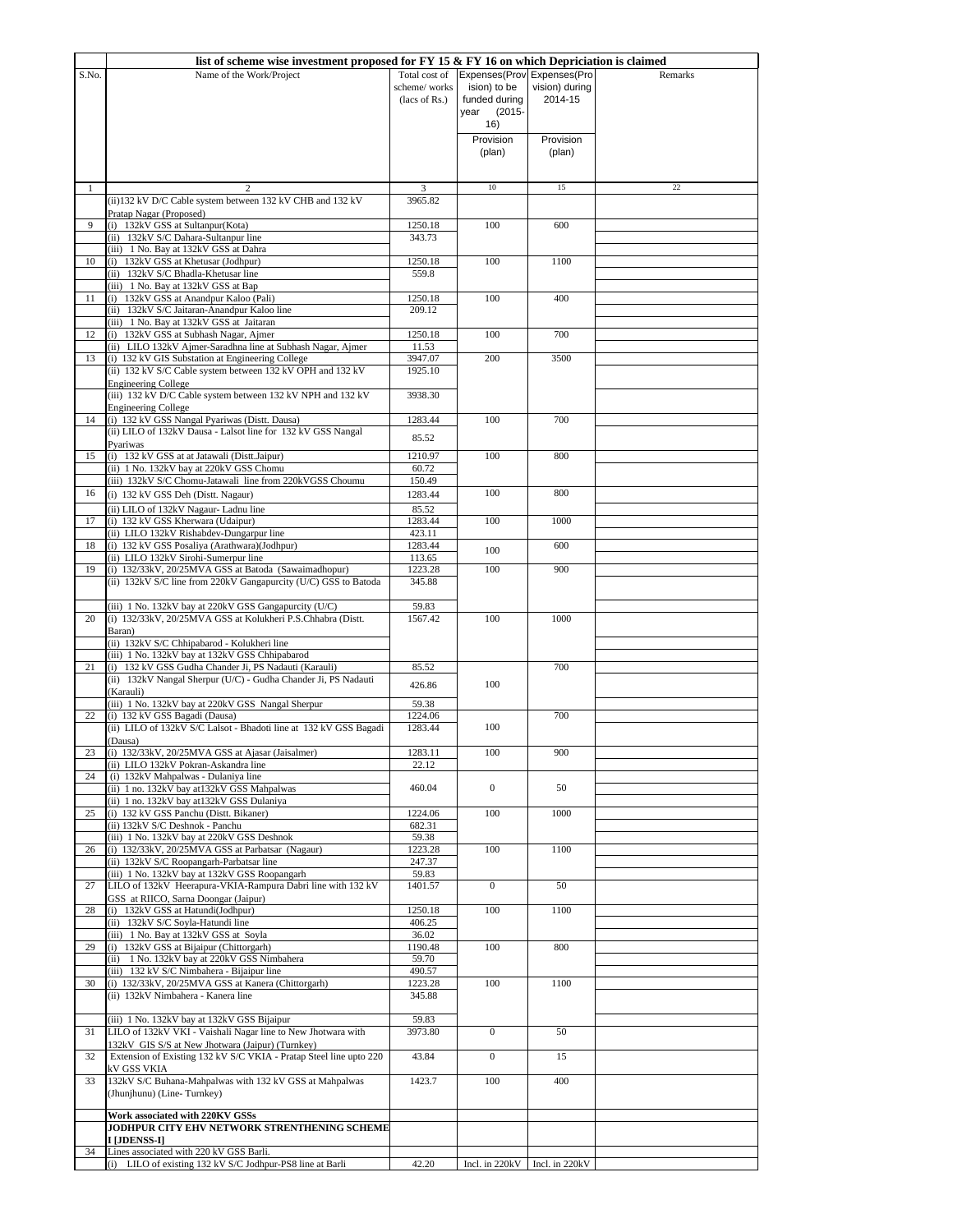| S.No. | Name of the Work/Project | Total cost of scheme/ works (lacs of Rs.) | Expenses(Provision) to be funded during year (2015-16) Provision (plan) | Expenses(Provision) during 2014-15 Provision (plan) | Remarks |
|---|---|---|---|---|---|
| 1 | 2 | 3 | 10 | 15 | 22 |
| | (ii)132 kV D/C Cable system between 132 kV CHB and 132 kV Pratap Nagar (Proposed) | 3965.82 | | | |
| 9 | (i) 132kV GSS at Sultanpur(Kota) | 1250.18 | 100 | 600 | |
| | (ii) 132kV S/C Dahara-Sultanpur line | 343.73 | | | |
| | (iii) 1 No. Bay at 132kV GSS at Dahra | | | | |
| 10 | (i) 132kV GSS at Khetusar (Jodhpur) | 1250.18 | 100 | 1100 | |
| | (ii) 132kV S/C Bhadla-Khetusar line | 559.8 | | | |
| | (iii) 1 No. Bay at 132kV GSS at Bap | | | | |
| 11 | (i) 132kV GSS at Anandpur Kaloo (Pali) | 1250.18 | 100 | 400 | |
| | (ii) 132kV S/C Jaitaran-Anandpur Kaloo line | 209.12 | | | |
| | (iii) 1 No. Bay at 132kV GSS at Jaitaran | | | | |
| 12 | (i) 132kV GSS at Subhash Nagar, Ajmer | 1250.18 | 100 | 700 | |
| | (ii) LILO 132kV Ajmer-Saradhna line at Subhash Nagar, Ajmer | 11.53 | | | |
| 13 | (i) 132 kV GIS Substation at Engineering College | 3947.07 | 200 | 3500 | |
| | (ii) 132 kV S/C Cable system between 132 kV OPH and 132 kV Engineering College | 1925.10 | | | |
| | (iii) 132 kV D/C Cable system between 132 kV NPH and 132 kV Engineering College | 3938.30 | | | |
| 14 | (i) 132 kV GSS Nangal Pyariwas (Distt. Dausa) | 1283.44 | 100 | 700 | |
| | (ii) LILO of 132kV Dausa - Lalsot line for 132 kV GSS Nangal Pyariwas | 85.52 | | | |
| 15 | (i) 132 kV GSS at at Jatawali (Distt.Jaipur) | 1210.97 | 100 | 800 | |
| | (ii) 1 No. 132kV bay at 220kV GSS Chomu | 60.72 | | | |
| | (iii) 132kV S/C Chomu-Jatawali line from 220kVGSS Choumu | 150.49 | | | |
| 16 | (i) 132 kV GSS Deh (Distt. Nagaur) | 1283.44 | 100 | 800 | |
| | (ii) LILO of 132kV Nagaur- Ladnu line | 85.52 | | | |
| 17 | (i) 132 kV GSS Kherwara (Udaipur) | 1283.44 | 100 | 1000 | |
| | (ii) LILO 132kV Rishabdev-Dungarpur line | 423.11 | | | |
| 18 | (i) 132 kV GSS Posaliya (Arathwara)(Jodhpur) | 1283.44 | 100 | 600 | |
| | (ii) LILO 132kV Sirohi-Sumerpur line | 113.65 | | | |
| 19 | (i) 132/33kV, 20/25MVA GSS at Batoda (Sawaimadhopur) | 1223.28 | 100 | 900 | |
| | (ii) 132kV S/C line from 220kV Gangapurcity (U/C) GSS to Batoda | 345.88 | | | |
| | (iii) 1 No. 132kV bay at 220kV GSS Gangapurcity (U/C) | 59.83 | | | |
| 20 | (i) 132/33kV, 20/25MVA GSS at Kolukheri P.S.Chhabra (Distt. Baran) | 1567.42 | 100 | 1000 | |
| | (ii) 132kV S/C Chhipabarod - Kolukheri line | | | | |
| | (iii) 1 No. 132kV bay at 132kV GSS Chhipabarod | | | | |
| 21 | (i) 132 kV GSS Gudha Chander Ji, PS Nadauti (Karauli) | 85.52 | | 700 | |
| | (ii) 132kV Nangal Sherpur (U/C) - Gudha Chander Ji, PS Nadauti (Karauli) | 426.86 | 100 | | |
| | (iii) 1 No. 132kV bay at 220kV GSS Nangal Sherpur | 59.38 | | | |
| 22 | (i) 132 kV GSS Bagadi (Dausa) | 1224.06 | | 700 | |
| | (ii) LILO of 132kV S/C Lalsot - Bhadoti line at 132 kV GSS Bagadi (Dausa) | 1283.44 | 100 | | |
| 23 | (i) 132/33kV, 20/25MVA GSS at Ajasar (Jaisalmer) | 1283.11 | 100 | 900 | |
| | (ii) LILO 132kV Pokran-Askandra line | 22.12 | | | |
| 24 | (i) 132kV Mahpalwas - Dulaniya line | | | | |
| | (ii) 1 no. 132kV bay at132kV GSS Mahpalwas | 460.04 | 0 | 50 | |
| | (ii) 1 no. 132kV bay at132kV GSS Dulaniya | | | | |
| 25 | (i) 132 kV GSS Panchu (Distt. Bikaner) | 1224.06 | 100 | 1000 | |
| | (ii) 132kV S/C Deshnok - Panchu | 682.31 | | | |
| | (iii) 1 No. 132kV bay at 220kV GSS Deshnok | 59.38 | | | |
| 26 | (i) 132/33kV, 20/25MVA GSS at Parbatsar (Nagaur) | 1223.28 | 100 | 1100 | |
| | (ii) 132kV S/C Roopangarh-Parbatsar line | 247.37 | | | |
| | (iii) 1 No. 132kV bay at 132kV GSS Roopangarh | 59.83 | | | |
| 27 | LILO of 132kV Heerapura-VKIA-Rampura Dabri line with 132 kV GSS at RIICO, Sarna Doongar (Jaipur) | 1401.57 | 0 | 50 | |
| 28 | (i) 132kV GSS at Hatundi(Jodhpur) | 1250.18 | 100 | 1100 | |
| | (ii) 132kV S/C Soyla-Hatundi line | 406.25 | | | |
| | (iii) 1 No. Bay at 132kV GSS at Soyla | 36.02 | | | |
| 29 | (i) 132kV GSS at Bijaipur (Chittorgarh) | 1190.48 | 100 | 800 | |
| | (ii) 1 No. 132kV bay at 220kV GSS Nimbahera | 59.70 | | | |
| | (iii) 132 kV S/C Nimbahera - Bijaipur line | 490.57 | | | |
| 30 | (i) 132/33kV, 20/25MVA GSS at Kanera (Chittorgarh) | 1223.28 | 100 | 1100 | |
| | (ii) 132kV Nimbahera - Kanera line | 345.88 | | | |
| | (iii) 1 No. 132kV bay at 132kV GSS Bijaipur | 59.83 | | | |
| 31 | LILO of 132kV VKI - Vaishali Nagar line to New Jhotwara with 132kV GIS S/S at New Jhotwara (Jaipur) (Turnkey) | 3973.80 | 0 | 50 | |
| 32 | Extension of Existing 132 kV S/C VKIA - Pratap Steel line upto 220 kV GSS VKIA | 43.84 | 0 | 15 | |
| 33 | 132kV S/C Buhana-Mahpalwas with 132 kV GSS at Mahpalwas (Jhunjhunu) (Line- Turnkey) | 1423.7 | 100 | 400 | |
| | **Work associated with 220KV GSSs** | | | | |
| | **JODHPUR CITY EHV NETWORK STRENTHENING SCHEME I [JDENSS-I]** | | | | |
| 34 | Lines associated with 220 kV GSS Barli. | | | | |
| | (i) LILO of existing 132 kV S/C Jodhpur-PS8 line at Barli | 42.20 | Incl. in 220kV | Incl. in 220kV | |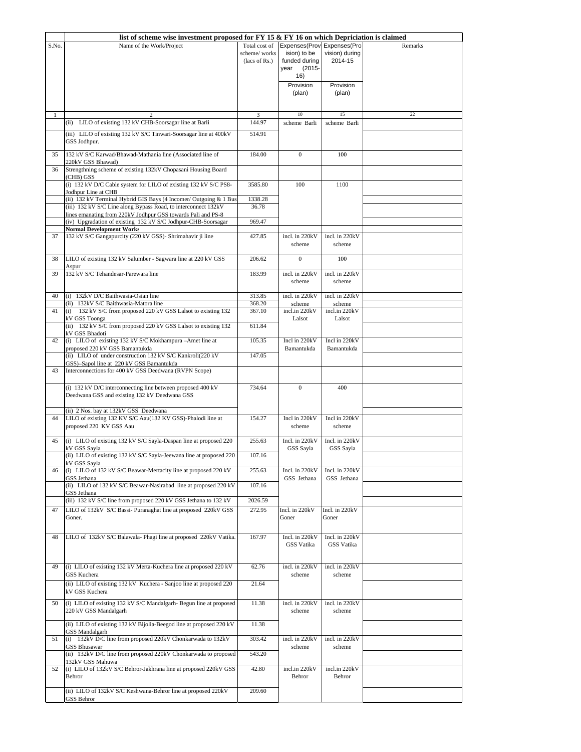| list of scheme wise investment proposed for FY 15 & FY 16 on which Depriciation is claimed | | | | | |
|---|---|---|---|---|---|
| S.No. | Name of the Work/Project | Total cost of scheme/ works (lacs of Rs.) | Expenses(Provision) to be funded during year (2015-16) | Expenses(Provision) during 2014-15 | Remarks |
| | | | Provision (plan) | Provision (plan) | |
| 1 | 2 | 3 | 10 | 15 | 22 |
| | (ii) LILO of existing 132 kV CHB-Soorsagar line at Barli | 144.97 | scheme Barli | scheme Barli | |
| | (iii) LILO of existing 132 kV S/C Tinwari-Soorsagar line at 400kV GSS Jodhpur. | 514.91 | | | |
| 35 | 132 kV S/C Karwad/Bhawad-Mathania line (Associated line of 220kV GSS Bhawad) | 184.00 | 0 | 100 | |
| 36 | Strengthning scheme of existing 132kV Chopasani Housing Board (CHB) GSS | | | | |
| | (i) 132 kV D/C Cable system for LILO of existing 132 kV S/C PS8-Jodhpur Line at CHB | 3585.80 | 100 | 1100 | |
| | (ii) 132 kV Terminal Hybrid GIS Bays (4 Incomer/ Outgoing & 1 Bus | 1338.28 | | | |
| | (iii) 132 kV S/C Line along Bypass Road, to interconnect 132kV lines emanating from 220kV Jodhpur GSS towards Pali and PS-8 | 36.78 | | | |
| | (iv) Upgradation of existing 132 kV S/C Jodhpur-CHB-Soorsagar | 969.47 | | | |
| | **Normal Development Works** | | | | |
| 37 | 132 kV S/C Gangapurcity (220 kV GSS)- Shrimahavir ji line | 427.85 | incl. in 220kV scheme | incl. in 220kV scheme | |
| 38 | LILO of existing 132 kV Salumber - Sagwara line at 220 kV GSS Aspur | 206.62 | 0 | 100 | |
| 39 | 132 kV S/C Tehandesar-Parewara line | 183.99 | incl. in 220kV scheme | incl. in 220kV scheme | |
| 40 | (i) 132kV D/C Baithwasia-Osian line | 313.85 | incl. in 220kV scheme | incl. in 220kV scheme | |
| | (ii) 132kV S/C Baithwasia-Matora line | 368.20 | | | |
| 41 | (i) 132 kV S/C from proposed 220 kV GSS Lalsot to existing 132 kV GSS Toonga | 367.10 | incl.in 220kV Lalsot | incl.in 220kV Lalsot | |
| | (ii) 132 kV S/C from proposed 220 kV GSS Lalsot to existing 132 kV GSS Bhadoti | 611.84 | | | |
| 42 | (i) LILO of existing 132 kV S/C Mokhampura –Amet line at proposed 220 kV GSS Bamantukda | 105.35 | Incl in 220kV Bamantukda | Incl in 220kV Bamantukda | |
| | (ii) LILO of under construction 132 kV S/C Kankroli(220 kV GSS)–Sapol line at 220 kV GSS Bamantukda | 147.05 | | | |
| 43 | Interconnections for 400 kV GSS Deedwana (RVPN Scope) | | | | |
| | (i) 132 kV D/C interconnecting line between proposed 400 kV Deedwana GSS and existing 132 kV Deedwana GSS | 734.64 | 0 | 400 | |
| | (ii) 2 Nos. bay at 132kV GSS Deedwana | | | | |
| 44 | LILO of existing 132 KV S/C Aau(132 KV GSS)-Phalodi line at proposed 220 KV GSS Aau | 154.27 | Incl in 220kV scheme | Incl in 220kV scheme | |
| 45 | (i) LILO of existing 132 kV S/C Sayla-Daspan line at proposed 220 kV GSS Sayla | 255.63 | Incl. in 220kV GSS Sayla | Incl. in 220kV GSS Sayla | |
| | (ii) LILO of existing 132 kV S/C Sayla-Jeewana line at proposed 220 kV GSS Sayla | 107.16 | | | |
| 46 | (i) LILO of 132 kV S/C Beawar-Mertacity line at proposed 220 kV GSS Jethana | 255.63 | Incl. in 220kV GSS Jethana | Incl. in 220kV GSS Jethana | |
| | (ii) LILO of 132 kV S/C Beawar-Nasirabad line at proposed 220 kV GSS Jethana | 107.16 | | | |
| | (iii) 132 kV S/C line from proposed 220 kV GSS Jethana to 132 kV | 2026.59 | | | |
| 47 | LILO of 132kV S/C Bassi- Puranaghat line at proposed 220kV GSS Goner. | 272.95 | Incl. in 220kV Goner | Incl. in 220kV Goner | |
| 48 | LILO of 132kV S/C Balawala- Phagi line at proposed 220kV Vatika. | 167.97 | Incl. in 220kV GSS Vatika | Incl. in 220kV GSS Vatika | |
| 49 | (i) LILO of existing 132 kV Merta-Kuchera line at proposed 220 kV GSS Kuchera | 62.76 | incl. in 220kV scheme | incl. in 220kV scheme | |
| | (ii) LILO of existing 132 kV Kuchera - Sanjoo line at proposed 220 kV GSS Kuchera | 21.64 | | | |
| 50 | (i) LILO of existing 132 kV S/C Mandalgarh- Begun line at proposed 220 kV GSS Mandalgarh | 11.38 | incl. in 220kV scheme | incl. in 220kV scheme | |
| | (ii) LILO of existing 132 kV Bijolia-Beegod line at proposed 220 kV GSS Mandalgarh | 11.38 | | | |
| 51 | (i) 132kV D/C line from proposed 220kV Chonkarwada to 132kV GSS Bhusawar | 303.42 | incl. in 220kV scheme | incl. in 220kV scheme | |
| | (ii) 132kV D/C line from proposed 220kV Chonkarwada to proposed 132kV GSS Mahuwa | 543.20 | | | |
| 52 | (i) LILO of 132kV S/C Behror-Jakhrana line at proposed 220kV GSS Behror | 42.80 | incl.in 220kV Behror | incl.in 220kV Behror | |
| | (ii) LILO of 132kV S/C Keshwana-Behror line at proposed 220kV GSS Behror | 209.60 | | | |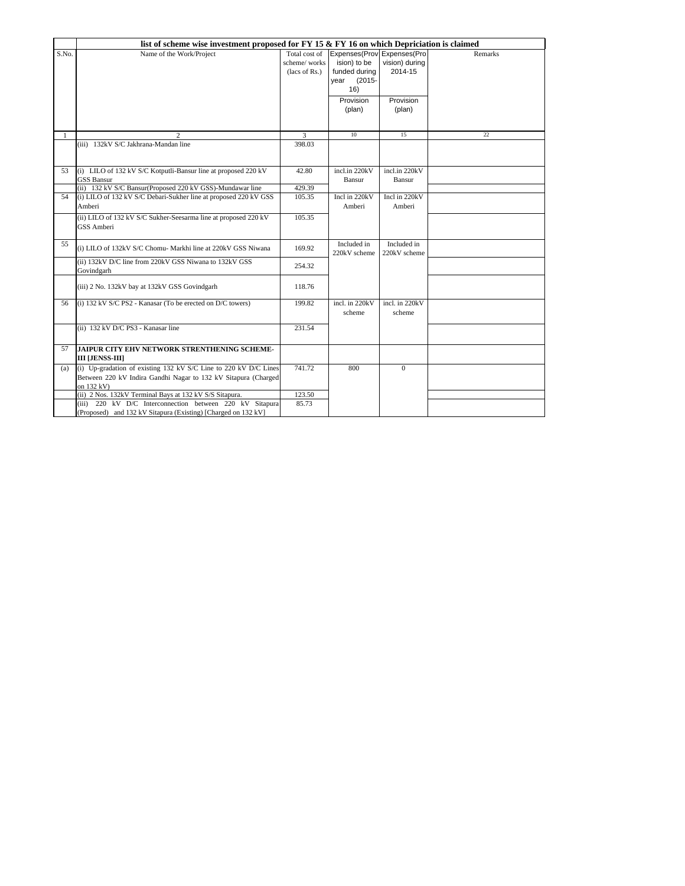| | list of scheme wise investment proposed for FY 15 & FY 16 on which Depriciation is claimed | | | | |
|---|---|---|---|---|---|
| S.No. | Name of the Work/Project | Total cost of scheme/ works (lacs of Rs.) | Expenses(Provision) to be funded during year (2015-16) | Expenses(Provision) during 2014-15 | Remarks |
| | | | Provision (plan) | Provision (plan) | |
| 1 | 2 | 3 | 10 | 15 | 22 |
| | (iii) 132kV S/C Jakhrana-Mandan line | 398.03 | | | |
| 53 | (i) LILO of 132 kV S/C Kotputli-Bansur line at proposed 220 kV GSS Bansur | 42.80 | incl.in 220kV Bansur | incl.in 220kV Bansur | |
| | (ii) 132 kV S/C Bansur(Proposed 220 kV GSS)-Mundawar line | 429.39 | | | |
| 54 | (i) LILO of 132 kV S/C Debari-Sukher line at proposed 220 kV GSS Amberi | 105.35 | Incl in 220kV Amberi | Incl in 220kV Amberi | |
| | (ii) LILO of 132 kV S/C Sukher-Seesarma line at proposed 220 kV GSS Amberi | 105.35 | | | |
| 55 | (i) LILO of 132kV S/C Chomu- Markhi line at 220kV GSS Niwana | 169.92 | Included in 220kV scheme | Included in 220kV scheme | |
| | (ii) 132kV D/C line from 220kV GSS Niwana to 132kV GSS Govindgarh | 254.32 | | | |
| | (iii) 2 No. 132kV bay at 132kV GSS Govindgarh | 118.76 | | | |
| 56 | (i) 132 kV S/C PS2 - Kanasar (To be erected on D/C towers) | 199.82 | incl. in 220kV scheme | incl. in 220kV scheme | |
| | (ii) 132 kV D/C PS3 - Kanasar line | 231.54 | | | |
| 57 | **JAIPUR CITY EHV NETWORK STRENTHENING SCHEME-III [JENSS-III]** | | | | |
| (a) | (i) Up-gradation of existing 132 kV S/C Line to 220 kV D/C Lines Between 220 kV Indira Gandhi Nagar to 132 kV Sitapura (Charged on 132 kV) | 741.72 | 800 | 0 | |
| | (ii) 2 Nos. 132kV Terminal Bays at 132 kV S/S Sitapura. | 123.50 | | | |
| | (iii) 220 kV D/C Interconnection between 220 kV Sitapura (Proposed) and 132 kV Sitapura (Existing) [Charged on 132 kV] | 85.73 | | | |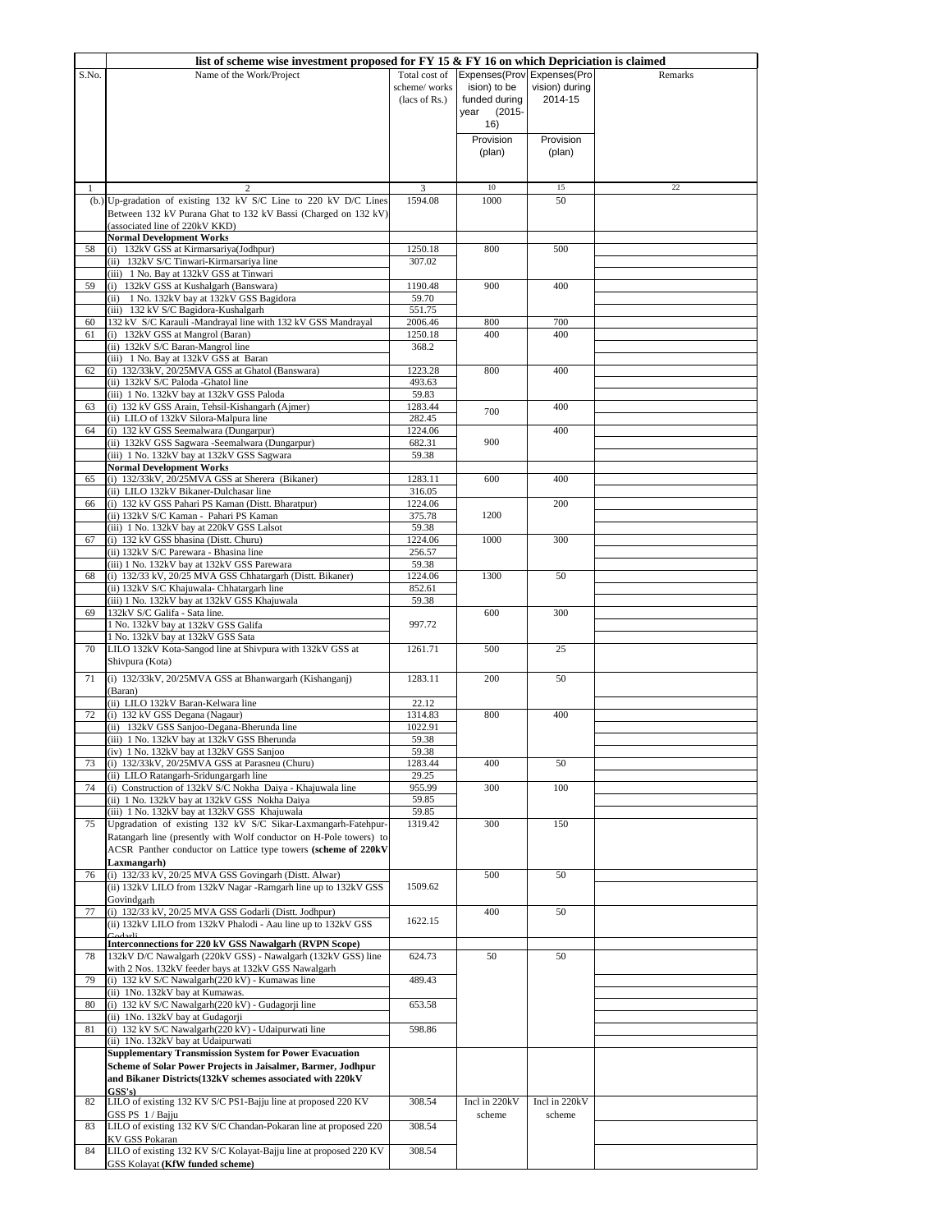| | list of scheme wise investment proposed for FY 15 & FY 16 on which Depriciation is claimed | | | | |
|---|---|---|---|---|---|
| S.No. | Name of the Work/Project | Total cost of scheme/ works (lacs of Rs.) | Expenses(Provision) to be funded during year (2015-16) Provision (plan) | Expenses(Provision) during 2014-15 Provision (plan) | Remarks |
| 1 | 2 | 3 | 10 | 15 | 22 |
| (b.) | Up-gradation of existing 132 kV S/C Line to 220 kV D/C Lines Between 132 kV Purana Ghat to 132 kV Bassi (Charged on 132 kV) (associated line of 220kV KKD) | 1594.08 | 1000 | 50 | |
| | **Normal Development Works** | | | | |
| 58 | (i) 132kV GSS at Kirmarsariya(Jodhpur) | 1250.18 | 800 | 500 | |
| | (ii) 132kV S/C Tinwari-Kirmarsariya line | 307.02 | | | |
| | (iii) 1 No. Bay at 132kV GSS at Tinwari | | | | |
| 59 | (i) 132kV GSS at Kushalgarh (Banswara) | 1190.48 | 900 | 400 | |
| | (ii) 1 No. 132kV bay at 132kV GSS Bagidora | 59.70 | | | |
| | (iii) 132 kV S/C Bagidora-Kushalgarh | 551.75 | | | |
| 60 | 132 kV S/C Karauli -Mandrayal line with 132 kV GSS Mandrayal | 2006.46 | 800 | 700 | |
| 61 | (i) 132kV GSS at Mangrol (Baran) | 1250.18 | 400 | 400 | |
| | (ii) 132kV S/C Baran-Mangrol line | 368.2 | | | |
| | (iii) 1 No. Bay at 132kV GSS at Baran | | | | |
| 62 | (i) 132/33kV, 20/25MVA GSS at Ghatol (Banswara) | 1223.28 | 800 | 400 | |
| | (ii) 132kV S/C Paloda -Ghatol line | 493.63 | | | |
| | (iii) 1 No. 132kV bay at 132kV GSS Paloda | 59.83 | | | |
| 63 | (i) 132 kV GSS Arain, Tehsil-Kishangarh (Ajmer) | 1283.44 | 700 | 400 | |
| | (ii) LILO of 132kV Silora-Malpura line | 282.45 | | | |
| 64 | (i) 132 kV GSS Seemalwara (Dungarpur) | 1224.06 | 900 | 400 | |
| | (ii) 132kV GSS Sagwara -Seemalwara (Dungarpur) | 682.31 | | | |
| | (iii) 1 No. 132kV bay at 132kV GSS Sagwara | 59.38 | | | |
| | **Normal Development Works** | | | | |
| 65 | (i) 132/33kV, 20/25MVA GSS at Sherera (Bikaner) | 1283.11 | 600 | 400 | |
| | (ii) LILO 132kV Bikaner-Dulchasar line | 316.05 | | | |
| 66 | (i) 132 kV GSS Pahari PS Kaman (Distt. Bharatpur) | 1224.06 | 1200 | 200 | |
| | (ii) 132kV S/C Kaman - Pahari PS Kaman | 375.78 | | | |
| | (iii) 1 No. 132kV bay at 220kV GSS Lalsot | 59.38 | | | |
| 67 | (i) 132 kV GSS bhasina (Distt. Churu) | 1224.06 | 1000 | 300 | |
| | (ii) 132kV S/C Parewara - Bhasina line | 256.57 | | | |
| | (iii) 1 No. 132kV bay at 132kV GSS Parewara | 59.38 | | | |
| 68 | (i) 132/33 kV, 20/25 MVA GSS Chhatargarh (Distt. Bikaner) | 1224.06 | 1300 | 50 | |
| | (ii) 132kV S/C Khajuwala- Chhatargarh line | 852.61 | | | |
| | (iii) 1 No. 132kV bay at 132kV GSS Khajuwala | 59.38 | | | |
| 69 | 132kV S/C Galifa - Sata line. | 997.72 | 600 | 300 | |
| | 1 No. 132kV bay at 132kV GSS Galifa | | | | |
| | 1 No. 132kV bay at 132kV GSS Sata | | | | |
| 70 | LILO 132kV Kota-Sangod line at Shivpura with 132kV GSS at Shivpura (Kota) | 1261.71 | 500 | 25 | |
| 71 | (i) 132/33kV, 20/25MVA GSS at Bhanwargarh (Kishanganj) (Baran) | 1283.11 | 200 | 50 | |
| | (ii) LILO 132kV Baran-Kelwara line | 22.12 | | | |
| 72 | (i) 132 kV GSS Degana (Nagaur) | 1314.83 | 800 | 400 | |
| | (ii) 132kV GSS Sanjoo-Degana-Bherunda line | 1022.91 | | | |
| | (iii) 1 No. 132kV bay at 132kV GSS Bherunda | 59.38 | | | |
| | (iv) 1 No. 132kV bay at 132kV GSS Sanjoo | 59.38 | | | |
| 73 | (i) 132/33kV, 20/25MVA GSS at Parasneu (Churu) | 1283.44 | 400 | 50 | |
| | (ii) LILO Ratangarh-Sridungargarh line | 29.25 | | | |
| 74 | (i) Construction of 132kV S/C Nokha Daiya - Khajuwala line | 955.99 | 300 | 100 | |
| | (ii) 1 No. 132kV bay at 132kV GSS Nokha Daiya | 59.85 | | | |
| | (iii) 1 No. 132kV bay at 132kV GSS Khajuwala | 59.85 | | | |
| 75 | Upgradation of existing 132 kV S/C Sikar-Laxmangarh-Fatehpur-Ratangarh line (presently with Wolf conductor on H-Pole towers) to ACSR Panther conductor on Lattice type towers **(scheme of 220kV Laxmangarh)** | 1319.42 | 300 | 150 | |
| 76 | (i) 132/33 kV, 20/25 MVA GSS Govingarh (Distt. Alwar) | 1509.62 | 500 | 50 | |
| | (ii) 132kV LILO from 132kV Nagar -Ramgarh line up to 132kV GSS Govindgarh | | | | |
| 77 | (i) 132/33 kV, 20/25 MVA GSS Godarli (Distt. Jodhpur) | 1622.15 | 400 | 50 | |
| | (ii) 132kV LILO from 132kV Phalodi - Aau line up to 132kV GSS Godarli | | | | |
| | **Interconnections for 220 kV GSS Nawalgarh (RVPN Scope)** | | | | |
| 78 | 132kV D/C Nawalgarh (220kV GSS) - Nawalgarh (132kV GSS) line with 2 Nos. 132kV feeder bays at 132kV GSS Nawalgarh | 624.73 | 50 | 50 | |
| 79 | (i) 132 kV S/C Nawalgarh(220 kV) - Kumawas line | 489.43 | | | |
| | (ii) 1No. 132kV bay at Kumawas. | | | | |
| 80 | (i) 132 kV S/C Nawalgarh(220 kV) - Gudagorji line | 653.58 | | | |
| | (ii) 1No. 132kV bay at Gudagorji | | | | |
| 81 | (i) 132 kV S/C Nawalgarh(220 kV) - Udaipurwati line | 598.86 | | | |
| | (ii) 1No. 132kV bay at Udaipurwati | | | | |
| | **Supplementary Transmission System for Power Evacuation Scheme of Solar Power Projects in Jaisalmer, Barmer, Jodhpur and Bikaner Districts(132kV schemes associated with 220kV GSS's)** | | | | |
| 82 | LILO of existing 132 KV S/C PS1-Bajju line at proposed 220 KV GSS PS 1 / Bajju | 308.54 | Incl in 220kV scheme | Incl in 220kV scheme | |
| 83 | LILO of existing 132 KV S/C Chandan-Pokaran line at proposed 220 KV GSS Pokaran | 308.54 | | | |
| 84 | LILO of existing 132 KV S/C Kolayat-Bajju line at proposed 220 KV GSS Kolayat **(KfW funded scheme)** | 308.54 | | | |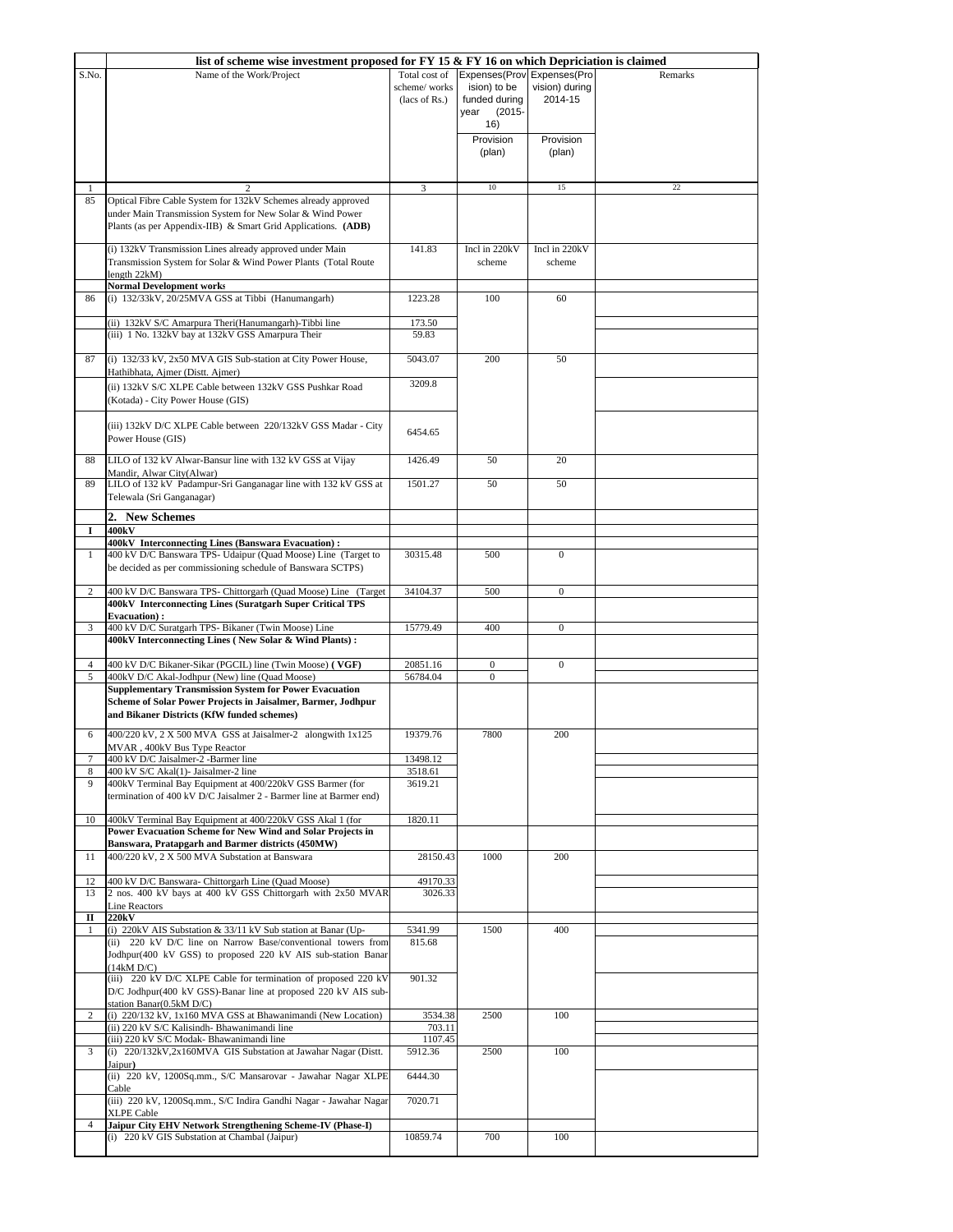| S.No. | list of scheme wise investment proposed for FY 15 & FY 16 on which Depriciation is claimed | | | | |
|---|---|---|---|---|---|
| | Name of the Work/Project | Total cost of scheme/ works (lacs of Rs.) | Expenses(Provision) to be funded during year (2015-16) Provision (plan) | Expenses(Provision) during 2014-15 Provision (plan) | Remarks |
| 1 | 2 | 3 | 10 | 15 | 22 |
| 85 | Optical Fibre Cable System for 132kV Schemes already approved under Main Transmission System for New Solar & Wind Power Plants (as per Appendix-IIB) & Smart Grid Applications. **(ADB)** | | | | |
| | (i) 132kV Transmission Lines already approved under Main Transmission System for Solar & Wind Power Plants (Total Route length 22kM) | 141.83 | Incl in 220kV scheme | Incl in 220kV scheme | |
| | **Normal Development works** | | | | |
| 86 | (i) 132/33kV, 20/25MVA GSS at Tibbi (Hanumangarh) | 1223.28 | 100 | 60 | |
| | (ii) 132kV S/C Amarpura Theri(Hanumangarh)-Tibbi line | 173.50 | | | |
| | (iii) 1 No. 132kV bay at 132kV GSS Amarpura Their | 59.83 | | | |
| 87 | (i) 132/33 kV, 2x50 MVA GIS Sub-station at City Power House, Hathibhata, Ajmer (Distt. Ajmer) | 5043.07 | 200 | 50 | |
| | (ii) 132kV S/C XLPE Cable between 132kV GSS Pushkar Road (Kotada) - City Power House (GIS) | 3209.8 | | | |
| | (iii) 132kV D/C XLPE Cable between 220/132kV GSS Madar - City Power House (GIS) | 6454.65 | | | |
| 88 | LILO of 132 kV Alwar-Bansur line with 132 kV GSS at Vijay Mandir, Alwar City(Alwar) | 1426.49 | 50 | 20 | |
| 89 | LILO of 132 kV Padampur-Sri Ganganagar line with 132 kV GSS at Telewala (Sri Ganganagar) | 1501.27 | 50 | 50 | |
| | **2. New Schemes** | | | | |
| **I** | **400kV** | | | | |
| | **400kV Interconnecting Lines (Banswara Evacuation) :** | | | | |
| 1 | 400 kV D/C Banswara TPS- Udaipur (Quad Moose) Line (Target to be decided as per commissioning schedule of Banswara SCTPS) | 30315.48 | 500 | 0 | |
| 2 | 400 kV D/C Banswara TPS- Chittorgarh (Quad Moose) Line (Target | 34104.37 | 500 | 0 | |
| | **400kV Interconnecting Lines (Suratgarh Super Critical TPS Evacuation) :** | | | | |
| 3 | 400 kV D/C Suratgarh TPS- Bikaner (Twin Moose) Line | 15779.49 | 400 | 0 | |
| | **400kV Interconnecting Lines ( New Solar & Wind Plants) :** | | | | |
| 4 | 400 kV D/C Bikaner-Sikar (PGCIL) line (Twin Moose) **( VGF)** | 20851.16 | 0 | 0 | |
| 5 | 400kV D/C Akal-Jodhpur (New) line (Quad Moose) | 56784.04 | 0 | | |
| | **Supplementary Transmission System for Power Evacuation Scheme of Solar Power Projects in Jaisalmer, Barmer, Jodhpur and Bikaner Districts (KfW funded schemes)** | | | | |
| 6 | 400/220 kV, 2 X 500 MVA GSS at Jaisalmer-2 alongwith 1x125 MVAR , 400kV Bus Type Reactor | 19379.76 | 7800 | 200 | |
| 7 | 400 kV D/C Jaisalmer-2 -Barmer line | 13498.12 | | | |
| 8 | 400 kV S/C Akal(1)- Jaisalmer-2 line | 3518.61 | | | |
| 9 | 400kV Terminal Bay Equipment at 400/220kV GSS Barmer (for termination of 400 kV D/C Jaisalmer 2 - Barmer line at Barmer end) | 3619.21 | | | |
| 10 | 400kV Terminal Bay Equipment at 400/220kV GSS Akal 1 (for | 1820.11 | | | |
| | **Power Evacuation Scheme for New Wind and Solar Projects in Banswara, Pratapgarh and Barmer districts (450MW)** | | | | |
| 11 | 400/220 kV, 2 X 500 MVA Substation at Banswara | 28150.43 | 1000 | 200 | |
| 12 | 400 kV D/C Banswara- Chittorgarh Line (Quad Moose) | 49170.33 | | | |
| 13 | 2 nos. 400 kV bays at 400 kV GSS Chittorgarh with 2x50 MVAR Line Reactors | 3026.33 | | | |
| **II** | **220kV** | | | | |
| 1 | (i) 220kV AIS Substation & 33/11 kV Sub station at Banar (Up- | 5341.99 | 1500 | 400 | |
| | (ii) 220 kV D/C line on Narrow Base/conventional towers from Jodhpur(400 kV GSS) to proposed 220 kV AIS sub-station Banar (14kM D/C) | 815.68 | | | |
| | (iii) 220 kV D/C XLPE Cable for termination of proposed 220 kV D/C Jodhpur(400 kV GSS)-Banar line at proposed 220 kV AIS sub-station Banar(0.5kM D/C) | 901.32 | | | |
| 2 | (i) 220/132 kV, 1x160 MVA GSS at Bhawanimandi (New Location) | 3534.38 | 2500 | 100 | |
| | (ii) 220 kV S/C Kalisindh- Bhawanimandi line | 703.11 | | | |
| | (iii) 220 kV S/C Modak- Bhawanimandi line | 1107.45 | | | |
| 3 | (i) 220/132kV,2x160MVA GIS Substation at Jawahar Nagar (Distt. Jaipur) | 5912.36 | 2500 | 100 | |
| | (ii) 220 kV, 1200Sq.mm., S/C Mansarovar - Jawahar Nagar XLPE Cable | 6444.30 | | | |
| | (iii) 220 kV, 1200Sq.mm., S/C Indira Gandhi Nagar - Jawahar Nagar XLPE Cable | 7020.71 | | | |
| 4 | **Jaipur City EHV Network Strengthening Scheme-IV (Phase-I)** | | | | |
| | (i) 220 kV GIS Substation at Chambal (Jaipur) | 10859.74 | 700 | 100 | |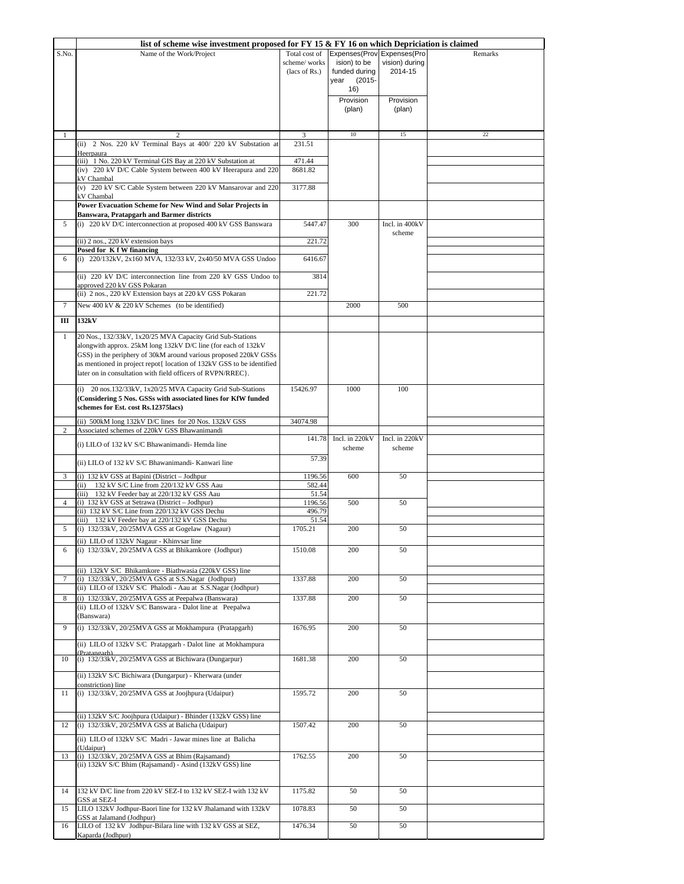| S.No. | Name of the Work/Project | Total cost of scheme/ works (lacs of Rs.) | Expenses(Provision) to be funded during year (2015-16) | Expenses(Provision) during 2014-15 | Remarks |
|---|---|---|---|---|---|
| | | | Provision (plan) | Provision (plan) | |
| 1 | 2 | 3 | 10 | 15 | 22 |
| | (ii) 2 Nos. 220 kV Terminal Bays at 400/ 220 kV Substation at Heerpaura | 231.51 | | | |
| | (iii) 1 No. 220 kV Terminal GIS Bay at 220 kV Substation at | 471.44 | | | |
| | (iv) 220 kV D/C Cable System between 400 kV Heerapura and 220 kV Chambal | 8681.82 | | | |
| | (v) 220 kV S/C Cable System between 220 kV Mansarovar and 220 kV Chambal | 3177.88 | | | |
| | **Power Evacuation Scheme for New Wind and Solar Projects in Banswara, Pratapgarh and Barmer districts** | | | | |
| 5 | (i) 220 kV D/C interconnection at proposed 400 kV GSS Banswara | 5447.47 | 300 | Incl. in 400kV scheme | |
| | (ii) 2 nos., 220 kV extension bays | 221.72 | | | |
| | **Posed for K f W financing** | | | | |
| 6 | (i) 220/132kV, 2x160 MVA, 132/33 kV, 2x40/50 MVA GSS Undoo | 6416.67 | | | |
| | (ii) 220 kV D/C interconnection line from 220 kV GSS Undoo to approved 220 kV GSS Pokaran | 3814 | | | |
| | (ii) 2 nos., 220 kV Extension bays at 220 kV GSS Pokaran | 221.72 | | | |
| 7 | New 400 kV & 220 kV Schemes (to be identified) | | 2000 | 500 | |
| **III** | **132kV** | | | | |
| 1 | 20 Nos., 132/33kV, 1x20/25 MVA Capacity Grid Sub-Stations alongwith approx. 25kM long 132kV D/C line (for each of 132kV GSS) in the periphery of 30kM around various proposed 220kV GSSs as mentioned in project repot{ location of 132kV GSS to be identified later on in consultation with field officers of RVPN/RREC}. | | | | |
| | (i) 20 nos.132/33kV, 1x20/25 MVA Capacity Grid Sub-Stations **(Considering 5 Nos. GSSs with associated lines for KfW funded schemes for Est. cost Rs.12375lacs)** | 15426.97 | 1000 | 100 | |
| | (ii) 500kM long 132kV D/C lines for 20 Nos. 132kV GSS | 34074.98 | | | |
| 2 | Associated schemes of 220kV GSS Bhawanimandi | | | | |
| | (i) LILO of 132 kV S/C Bhawanimandi- Hemda line | 141.78 | Incl. in 220kV scheme | Incl. in 220kV scheme | |
| | (ii) LILO of 132 kV S/C Bhawanimandi- Kanwari line | 57.39 | | | |
| 3 | (i) 132 kV GSS at Bapini (District – Jodhpur | 1196.56 | 600 | 50 | |
| | (ii) 132 kV S/C Line from 220/132 kV GSS Aau | 582.44 | | | |
| | (iii) 132 kV Feeder bay at 220/132 kV GSS Aau | 51.54 | | | |
| 4 | (i) 132 kV GSS at Setrawa (District – Jodhpur) | 1196.56 | 500 | 50 | |
| | (ii) 132 kV S/C Line from 220/132 kV GSS Dechu | 496.79 | | | |
| | (iii) 132 kV Feeder bay at 220/132 kV GSS Dechu | 51.54 | | | |
| 5 | (i) 132/33kV, 20/25MVA GSS at Gogelaw (Nagaur) | 1705.21 | 200 | 50 | |
| | (ii) LILO of 132kV Nagaur - Khinvsar line | | | | |
| 6 | (i) 132/33kV, 20/25MVA GSS at Bhikamkore (Jodhpur) | 1510.08 | 200 | 50 | |
| | (ii) 132kV S/C Bhikamkore - Biathwasia (220kV GSS) line | | | | |
| 7 | (i) 132/33kV, 20/25MVA GSS at S.S.Nagar (Jodhpur) | 1337.88 | 200 | 50 | |
| | (ii) LILO of 132kV S/C Phalodi - Aau at S.S.Nagar (Jodhpur) | | | | |
| 8 | (i) 132/33kV, 20/25MVA GSS at Peepalwa (Banswara) | 1337.88 | 200 | 50 | |
| | (ii) LILO of 132kV S/C Banswara - Dalot line at Peepalwa (Banswara) | | | | |
| 9 | (i) 132/33kV, 20/25MVA GSS at Mokhampura (Pratapgarh) | 1676.95 | 200 | 50 | |
| | (ii) LILO of 132kV S/C Pratapgarh - Dalot line at Mokhampura (Pratapgarh) | | | | |
| 10 | (i) 132/33kV, 20/25MVA GSS at Bichiwara (Dungarpur) | 1681.38 | 200 | 50 | |
| | (ii) 132kV S/C Bichiwara (Dungarpur) - Kherwara (under constriction) line | | | | |
| 11 | (i) 132/33kV, 20/25MVA GSS at Joojhpura (Udaipur) | 1595.72 | 200 | 50 | |
| | (ii) 132kV S/C Joojhpura (Udaipur) - Bhinder (132kV GSS) line | | | | |
| 12 | (i) 132/33kV, 20/25MVA GSS at Balicha (Udaipur) | 1507.42 | 200 | 50 | |
| | (ii) LILO of 132kV S/C Madri - Jawar mines line at Balicha (Udaipur) | | | | |
| 13 | (i) 132/33kV, 20/25MVA GSS at Bhim (Rajsamand) | 1762.55 | 200 | 50 | |
| | (ii) 132kV S/C Bhim (Rajsamand) - Asind (132kV GSS) line | | | | |
| 14 | 132 kV D/C line from 220 kV SEZ-I to 132 kV SEZ-I with 132 kV GSS at SEZ-I | 1175.82 | 50 | 50 | |
| 15 | LILO 132kV Jodhpur-Baori line for 132 kV Jhalamand with 132kV GSS at Jalamand (Jodhpur) | 1078.83 | 50 | 50 | |
| 16 | LILO of 132 kV Jodhpur-Bilara line with 132 kV GSS at SEZ, Kaparda (Jodhpur) | 1476.34 | 50 | 50 | |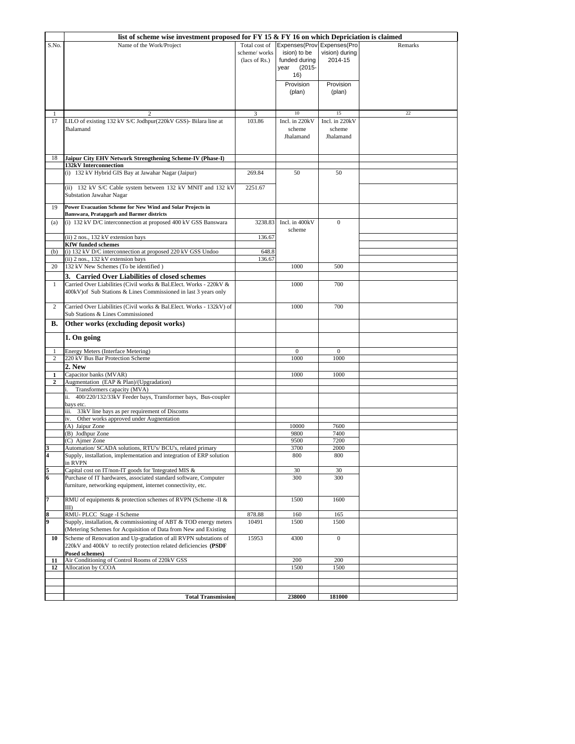| list of scheme wise investment proposed for FY 15 & FY 16 on which Depriciation is claimed | | | | | |
|---|---|---|---|---|---|
| S.No. | Name of the Work/Project | Total cost of scheme/ works (lacs of Rs.) | Expenses(Provision) to be funded during year (2015-16) Provision (plan) | Expenses(Provision) during 2014-15 Provision (plan) | Remarks |
| 1 | 2 | 3 | 10 | 15 | 22 |
| 17 | LILO of existing 132 kV S/C Jodhpur(220kV GSS)- Bilara line at Jhalamand | 103.86 | Incl. in 220kV scheme Jhalamand | Incl. in 220kV scheme Jhalamand | |
| 18 | **Jaipur City EHV Network Strengthening Scheme-IV (Phase-I)** | | | | |
| | **132kV Interconnection** | | | | |
| | (i) 132 kV Hybrid GIS Bay at Jawahar Nagar (Jaipur) | 269.84 | 50 | 50 | |
| | (ii) 132 kV S/C Cable system between 132 kV MNIT and 132 kV Substation Jawahar Nagar | 2251.67 | | | |
| 19 | **Power Evacuation Scheme for New Wind and Solar Projects in Banswara, Pratapgarh and Barmer districts** | | | | |
| (a) | (i) 132 kV D/C interconnection at proposed 400 kV GSS Banswara | 3238.83 | Incl. in 400kV scheme | 0 | |
| | (ii) 2 nos., 132 kV extension bays | 136.67 | | | |
| | **KfW funded schemes** | | | | |
| (b) | (i) 132 kV D/C interconnection at proposed 220 kV GSS Undoo | 648.8 | | | |
| | (ii) 2 nos., 132 kV extension bays | 136.67 | | | |
| 20 | 132 kV New Schemes (To be identified ) | | 1000 | 500 | |
| | **3. Carried Over Liabilities of closed schemes** | | | | |
| 1 | Carried Over Liabilities (Civil works & Bal.Elect. Works - 220kV & 400kV)of Sub Stations & Lines Commissioned in last 3 years only | | 1000 | 700 | |
| 2 | Carried Over Liabilities (Civil works & Bal.Elect. Works - 132kV) of Sub Stations & Lines Commissioned | | 1000 | 700 | |
| **B.** | **Other works (excluding deposit works)** | | | | |
| | **1. On going** | | | | |
| 1 | Energy Meters (Interface Metering) | | 0 | 0 | |
| 2 | 220 kV Bus Bar Protection Scheme | | 1000 | 1000 | |
| | **2. New** | | | | |
| **1** | Capacitor banks (MVAR) | | 1000 | 1000 | |
| **2** | Augmentation (EAP & Plan)/(Upgradation) | | | | |
| | i. Transformers capacity (MVA) | | | | |
| | ii. 400/220/132/33kV Feeder bays, Transformer bays, Bus-coupler bays etc. | | | | |
| | iii. 33kV line bays as per requirement of Discoms | | | | |
| | iv. Other works approved under Augnentation | | | | |
| | (A) Jaipur Zone | | 10000 | 7600 | |
| | (B) Jodhpur Zone | | 9800 | 7400 | |
| | (C) Ajmer Zone | | 9500 | 7200 | |
| **3** | Automation/ SCADA solutions, RTU's/ BCU's, related primary | | 3700 | 2000 | |
| **4** | Supply, installation, implementation and integration of ERP solution in RVPN | | 800 | 800 | |
| **5** | Capital cost on IT/non-IT goods for 'Integrated MIS & | | 30 | 30 | |
| **6** | Purchase of IT hardwares, associated standard software, Computer furniture, networking equipment, internet connectivity, etc. | | 300 | 300 | |
| **7** | RMU of equipments & protection schemes of RVPN (Scheme -II & III) | | 1500 | 1600 | |
| **8** | RMU- PLCC Stage -I Scheme | 878.88 | 160 | 165 | |
| **9** | Supply, installation, & commissioning of ABT & TOD energy meters (Metering Schemes for Acquisition of Data from New and Existing | 10491 | 1500 | 1500 | |
| **10** | Scheme of Renovation and Up-gradation of all RVPN substations of 220kV and 400kV to rectify protection related deficiencies **(PSDF Posed schemes)** | 15953 | 4300 | 0 | |
| **11** | Air Conditioning of Control Rooms of 220kV GSS | | 200 | 200 | |
| **12** | Allocation by CCOA | | 1500 | 1500 | |
| | | | | | |
| | | | | | |
| | **Total Transmission** | | **238000** | **181000** | |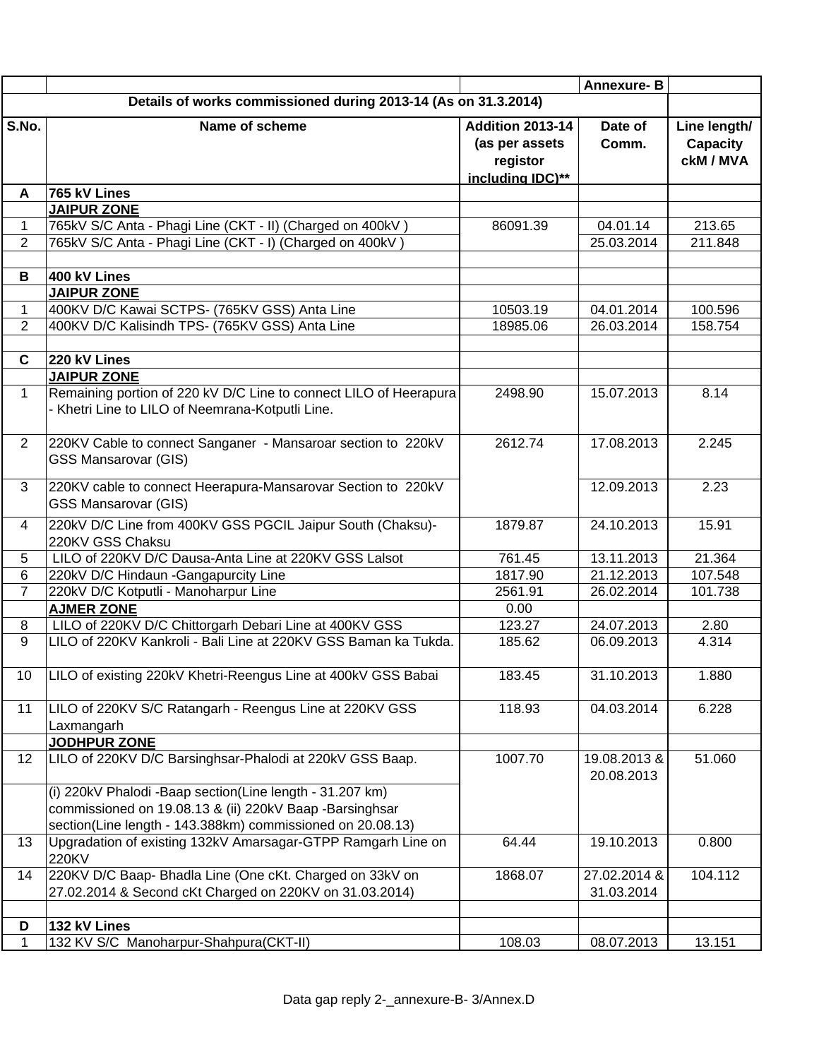| | | | Annexure- B | |
|---|---|---|---|---|
| **Details of works commissioned during 2013-14 (As on 31.3.2014)** | | | | |
| **S.No.** | **Name of scheme** | **Addition 2013-14 (as per assets registor including IDC)**** | **Date of Comm.** | **Line length/ Capacity ckM / MVA** |
| **A** | **765 kV Lines** | | | |
| | **JAIPUR ZONE** | | | |
| 1 | 765kV S/C Anta - Phagi Line (CKT - II) (Charged on 400kV ) | 86091.39 | 04.01.14 | 213.65 |
| 2 | 765kV S/C Anta - Phagi Line (CKT - I) (Charged on 400kV ) | | 25.03.2014 | 211.848 |
| | | | | |
| **B** | **400 kV Lines** | | | |
| | **JAIPUR ZONE** | | | |
| 1 | 400KV D/C Kawai SCTPS- (765KV GSS) Anta Line | 10503.19 | 04.01.2014 | 100.596 |
| 2 | 400KV D/C Kalisindh TPS- (765KV GSS) Anta Line | 18985.06 | 26.03.2014 | 158.754 |
| | | | | |
| **C** | **220 kV Lines** | | | |
| | **JAIPUR ZONE** | | | |
| 1 | Remaining portion of 220 kV D/C Line to connect LILO of Heerapura - Khetri Line to LILO of Neemrana-Kotputli Line. | 2498.90 | 15.07.2013 | 8.14 |
| 2 | 220KV Cable to connect Sanganer - Mansaroar section to 220kV GSS Mansarovar (GIS) | 2612.74 | 17.08.2013 | 2.245 |
| 3 | 220KV cable to connect Heerapura-Mansarovar Section to 220kV GSS Mansarovar (GIS) | | 12.09.2013 | 2.23 |
| 4 | 220kV D/C Line from 400KV GSS PGCIL Jaipur South (Chaksu)- 220KV GSS Chaksu | 1879.87 | 24.10.2013 | 15.91 |
| 5 | LILO of 220KV D/C Dausa-Anta Line at 220KV GSS Lalsot | 761.45 | 13.11.2013 | 21.364 |
| 6 | 220kV D/C Hindaun -Gangapurcity Line | 1817.90 | 21.12.2013 | 107.548 |
| 7 | 220kV D/C Kotputli - Manoharpur Line | 2561.91 | 26.02.2014 | 101.738 |
| | **AJMER ZONE** | 0.00 | | |
| 8 | LILO of 220KV D/C Chittorgarh Debari Line at 400KV GSS | 123.27 | 24.07.2013 | 2.80 |
| 9 | LILO of 220KV Kankroli - Bali Line at 220KV GSS Baman ka Tukda. | 185.62 | 06.09.2013 | 4.314 |
| 10 | LILO of existing 220kV Khetri-Reengus Line at 400kV GSS Babai | 183.45 | 31.10.2013 | 1.880 |
| 11 | LILO of 220KV S/C Ratangarh - Reengus Line at 220KV GSS Laxmangarh | 118.93 | 04.03.2014 | 6.228 |
| | **JODHPUR ZONE** | | | |
| 12 | LILO of 220KV D/C Barsinghsar-Phalodi at 220kV GSS Baap. | 1007.70 | 19.08.2013 & 20.08.2013 | 51.060 |
| | (i) 220kV Phalodi -Baap section(Line length - 31.207 km) commissioned on 19.08.13 & (ii) 220kV Baap -Barsinghsar section(Line length - 143.388km) commissioned on 20.08.13) | | | |
| 13 | Upgradation of existing 132kV Amarsagar-GTPP Ramgarh Line on 220KV | 64.44 | 19.10.2013 | 0.800 |
| 14 | 220KV D/C Baap- Bhadla Line (One cKt. Charged on 33kV on 27.02.2014 & Second cKt Charged on 220KV on 31.03.2014) | 1868.07 | 27.02.2014 & 31.03.2014 | 104.112 |
| | | | | |
| **D** | **132 kV Lines** | | | |
| 1 | 132 KV S/C Manoharpur-Shahpura(CKT-II) | 108.03 | 08.07.2013 | 13.151 |

Data gap reply 2-_annexure-B- 3/Annex.D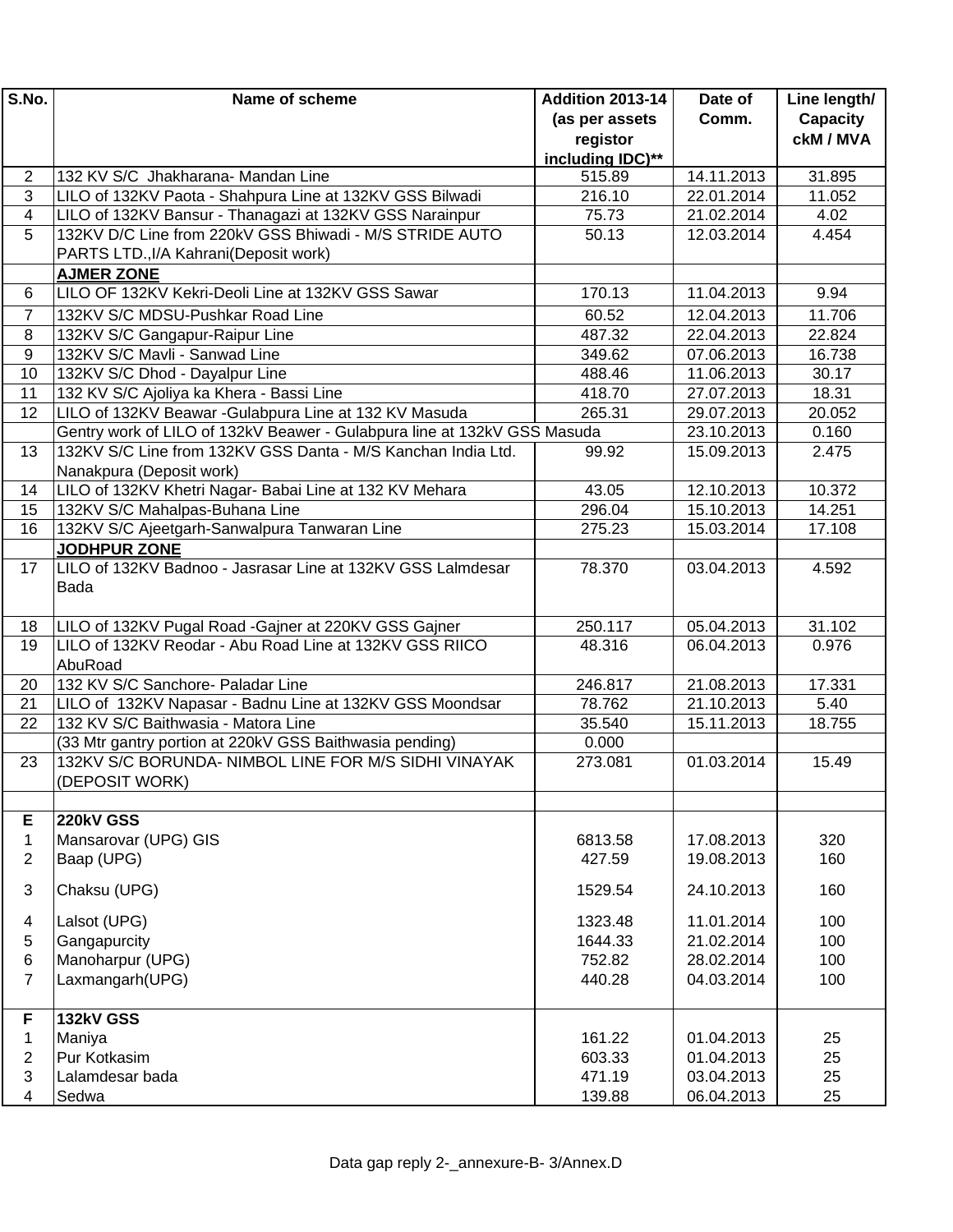| S.No. | Name of scheme | Addition 2013-14 (as per assets registor including IDC)** | Date of Comm. | Line length/ Capacity ckM / MVA |
|---|---|---|---|---|
| 2 | 132 KV S/C Jhakharana- Mandan Line | 515.89 | 14.11.2013 | 31.895 |
| 3 | LILO of 132KV Paota - Shahpura Line at 132KV GSS Bilwadi | 216.10 | 22.01.2014 | 11.052 |
| 4 | LILO of 132KV Bansur - Thanagazi at 132KV GSS Narainpur | 75.73 | 21.02.2014 | 4.02 |
| 5 | 132KV D/C Line from 220kV GSS Bhiwadi - M/S STRIDE AUTO PARTS LTD.,I/A Kahrani(Deposit work) | 50.13 | 12.03.2014 | 4.454 |
| | **AJMER ZONE** | | | |
| 6 | LILO OF 132KV Kekri-Deoli Line at 132KV GSS Sawar | 170.13 | 11.04.2013 | 9.94 |
| 7 | 132KV S/C MDSU-Pushkar Road Line | 60.52 | 12.04.2013 | 11.706 |
| 8 | 132KV S/C Gangapur-Raipur Line | 487.32 | 22.04.2013 | 22.824 |
| 9 | 132KV S/C Mavli - Sanwad Line | 349.62 | 07.06.2013 | 16.738 |
| 10 | 132KV S/C Dhod - Dayalpur Line | 488.46 | 11.06.2013 | 30.17 |
| 11 | 132 KV S/C Ajoliya ka Khera - Bassi Line | 418.70 | 27.07.2013 | 18.31 |
| 12 | LILO of 132KV Beawar -Gulabpura Line at 132 KV Masuda | 265.31 | 29.07.2013 | 20.052 |
| | Gentry work of LILO of 132kV Beawer - Gulabpura line at 132kV GSS Masuda | | 23.10.2013 | 0.160 |
| 13 | 132KV S/C Line from 132KV GSS Danta - M/S Kanchan India Ltd. Nanakpura (Deposit work) | 99.92 | 15.09.2013 | 2.475 |
| 14 | LILO of 132KV Khetri Nagar- Babai Line at 132 KV Mehara | 43.05 | 12.10.2013 | 10.372 |
| 15 | 132KV S/C Mahalpas-Buhana Line | 296.04 | 15.10.2013 | 14.251 |
| 16 | 132KV S/C Ajeetgarh-Sanwalpura Tanwaran Line | 275.23 | 15.03.2014 | 17.108 |
| | **JODHPUR ZONE** | | | |
| 17 | LILO of 132KV Badnoo - Jasrasar Line at 132KV GSS Lalmdesar Bada | 78.370 | 03.04.2013 | 4.592 |
| 18 | LILO of 132KV Pugal Road -Gajner at 220KV GSS Gajner | 250.117 | 05.04.2013 | 31.102 |
| 19 | LILO of 132KV Reodar - Abu Road Line at 132KV GSS RIICO AbuRoad | 48.316 | 06.04.2013 | 0.976 |
| 20 | 132 KV S/C Sanchore- Paladar Line | 246.817 | 21.08.2013 | 17.331 |
| 21 | LILO of 132KV Napasar - Badnu Line at 132KV GSS Moondsar | 78.762 | 21.10.2013 | 5.40 |
| 22 | 132 KV S/C Baithwasia - Matora Line | 35.540 | 15.11.2013 | 18.755 |
| | (33 Mtr gantry portion at 220kV GSS Baithwasia pending) | 0.000 | | |
| 23 | 132KV S/C BORUNDA- NIMBOL LINE FOR M/S SIDHI VINAYAK (DEPOSIT WORK) | 273.081 | 01.03.2014 | 15.49 |
| | | | | |
| **E** | **220kV GSS** | | | |
| 1 | Mansarovar (UPG) GIS | 6813.58 | 17.08.2013 | 320 |
| 2 | Baap (UPG) | 427.59 | 19.08.2013 | 160 |
| 3 | Chaksu (UPG) | 1529.54 | 24.10.2013 | 160 |
| 4 | Lalsot (UPG) | 1323.48 | 11.01.2014 | 100 |
| 5 | Gangapurcity | 1644.33 | 21.02.2014 | 100 |
| 6 | Manoharpur (UPG) | 752.82 | 28.02.2014 | 100 |
| 7 | Laxmangarh(UPG) | 440.28 | 04.03.2014 | 100 |
| **F** | **132kV GSS** | | | |
| 1 | Maniya | 161.22 | 01.04.2013 | 25 |
| 2 | Pur Kotkasim | 603.33 | 01.04.2013 | 25 |
| 3 | Lalamdesar bada | 471.19 | 03.04.2013 | 25 |
| 4 | Sedwa | 139.88 | 06.04.2013 | 25 |

Data gap reply 2-_annexure-B- 3/Annex.D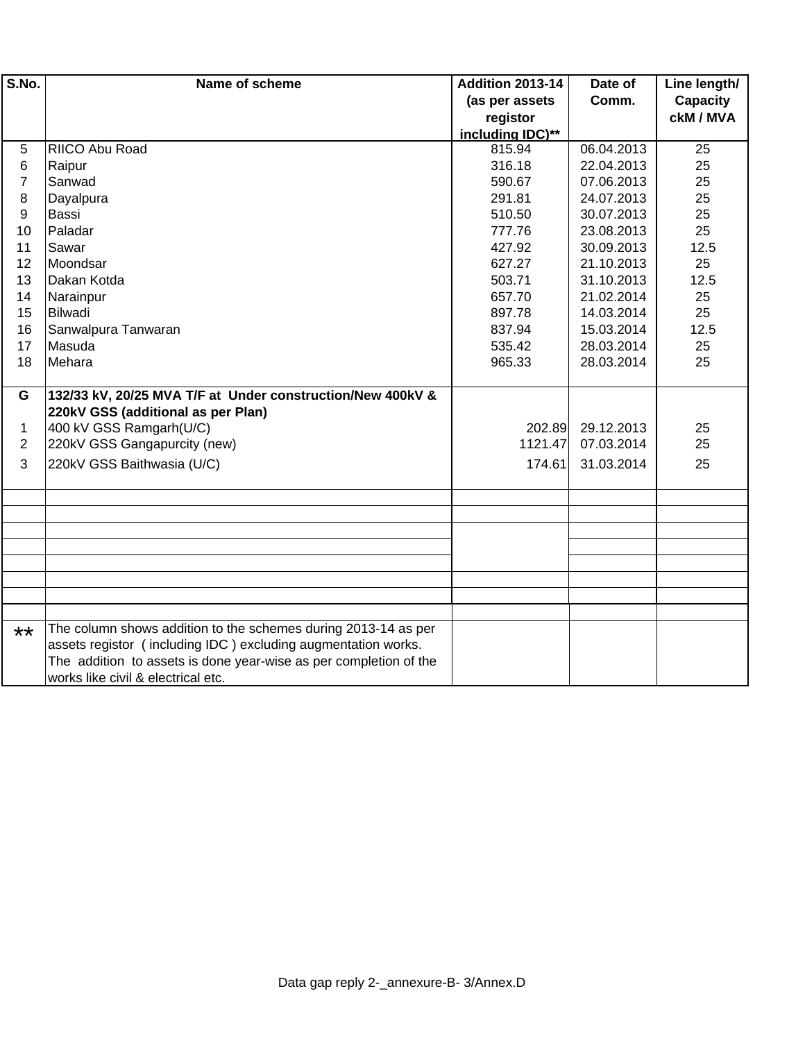| S.No. | Name of scheme | Addition 2013-14 (as per assets registor including IDC)** | Date of Comm. | Line length/ Capacity ckM / MVA |
|---|---|---|---|---|
| 5 | RIICO Abu Road | 815.94 | 06.04.2013 | 25 |
| 6 | Raipur | 316.18 | 22.04.2013 | 25 |
| 7 | Sanwad | 590.67 | 07.06.2013 | 25 |
| 8 | Dayalpura | 291.81 | 24.07.2013 | 25 |
| 9 | Bassi | 510.50 | 30.07.2013 | 25 |
| 10 | Paladar | 777.76 | 23.08.2013 | 25 |
| 11 | Sawar | 427.92 | 30.09.2013 | 12.5 |
| 12 | Moondsar | 627.27 | 21.10.2013 | 25 |
| 13 | Dakan Kotda | 503.71 | 31.10.2013 | 12.5 |
| 14 | Narainpur | 657.70 | 21.02.2014 | 25 |
| 15 | Bilwadi | 897.78 | 14.03.2014 | 25 |
| 16 | Sanwalpura Tanwaran | 837.94 | 15.03.2014 | 12.5 |
| 17 | Masuda | 535.42 | 28.03.2014 | 25 |
| 18 | Mehara | 965.33 | 28.03.2014 | 25 |
| **G** | **132/33 kV, 20/25 MVA T/F at Under construction/New 400kV & 220kV GSS (additional as per Plan)** | | | |
| 1 | 400 kV GSS Ramgarh(U/C) | 202.89 | 29.12.2013 | 25 |
| 2 | 220kV GSS Gangapurcity (new) | 1121.47 | 07.03.2014 | 25 |
| 3 | 220kV GSS Baithwasia (U/C) | 174.61 | 31.03.2014 | 25 |
| | | | | |
| | | | | |
| | | | | |
| | | | | |
| | | | | |
| | | | | |
| | | | | |
| | | | | |
| ** | The column shows addition to the schemes during 2013-14 as per assets registor ( including IDC ) excluding augmentation works. The addition to assets is done year-wise as per completion of the works like civil & electrical etc. | | | |

Data gap reply 2-_annexure-B- 3/Annex.D